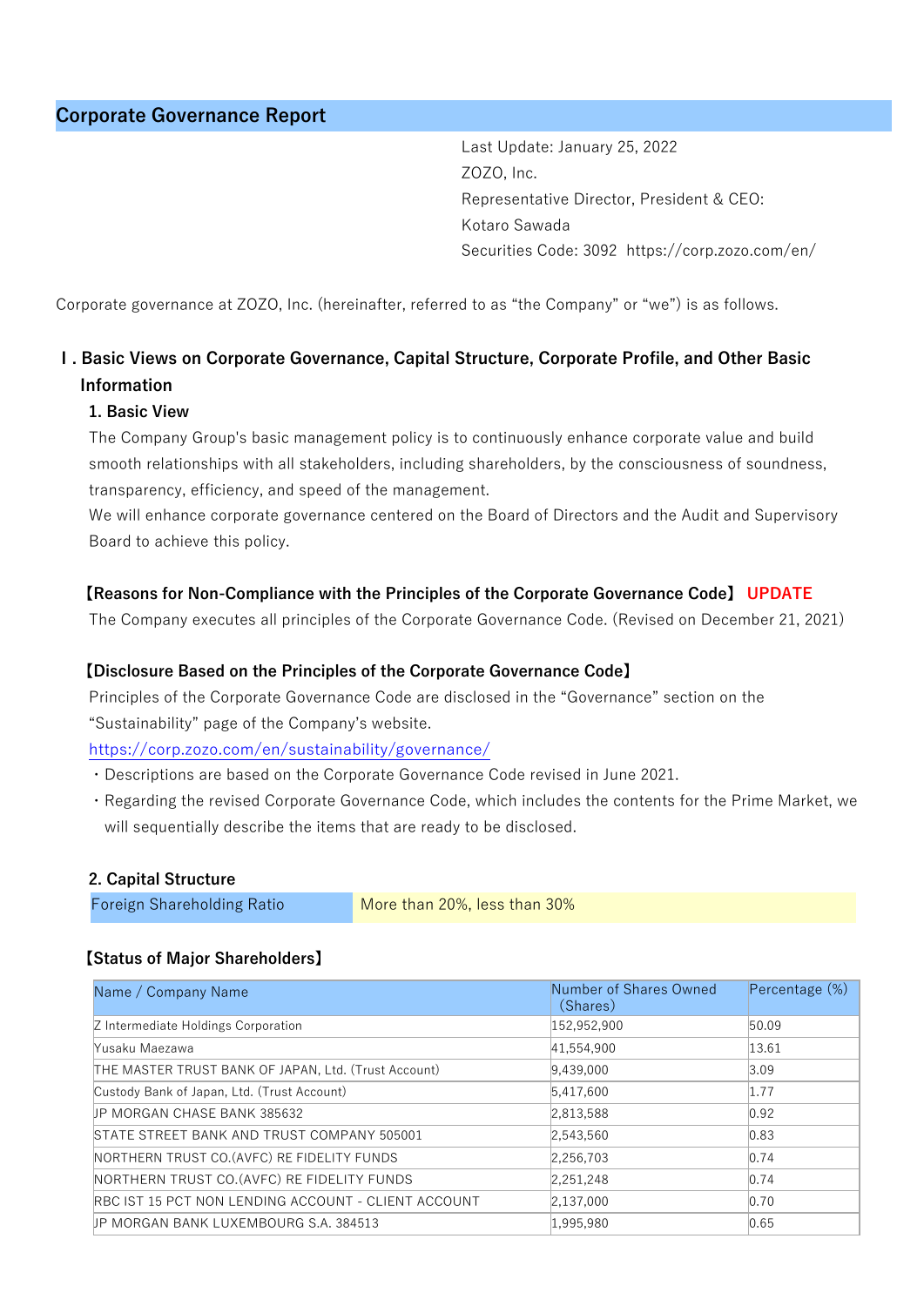# Corporate Governance Report

Last Update: January 25, 2022
ZOZO, Inc.
Representative Director, President & CEO:
Kotaro Sawada
Securities Code: 3092 https://corp.zozo.com/en/

Corporate governance at ZOZO, Inc. (hereinafter, referred to as "the Company" or "we") is as follows.

## Ⅰ. Basic Views on Corporate Governance, Capital Structure, Corporate Profile, and Other Basic Information

### 1. Basic View

The Company Group's basic management policy is to continuously enhance corporate value and build smooth relationships with all stakeholders, including shareholders, by the consciousness of soundness, transparency, efficiency, and speed of the management.

We will enhance corporate governance centered on the Board of Directors and the Audit and Supervisory Board to achieve this policy.

**【Reasons for Non-Compliance with the Principles of the Corporate Governance Code】** UPDATE

The Company executes all principles of the Corporate Governance Code. (Revised on December 21, 2021)

**【Disclosure Based on the Principles of the Corporate Governance Code】**

Principles of the Corporate Governance Code are disclosed in the "Governance" section on the "Sustainability" page of the Company's website.

https://corp.zozo.com/en/sustainability/governance/

・Descriptions are based on the Corporate Governance Code revised in June 2021.

・Regarding the revised Corporate Governance Code, which includes the contents for the Prime Market, we will sequentially describe the items that are ready to be disclosed.

### 2. Capital Structure

| Foreign Shareholding Ratio | More than 20%, less than 30% |
|---|---|

**【Status of Major Shareholders】**

| Name / Company Name | Number of Shares Owned (Shares) | Percentage (%) |
|---|---|---|
| Z Intermediate Holdings Corporation | 152,952,900 | 50.09 |
| Yusaku Maezawa | 41,554,900 | 13.61 |
| THE MASTER TRUST BANK OF JAPAN, Ltd. (Trust Account) | 9,439,000 | 3.09 |
| Custody Bank of Japan, Ltd. (Trust Account) | 5,417,600 | 1.77 |
| JP MORGAN CHASE BANK 385632 | 2,813,588 | 0.92 |
| STATE STREET BANK AND TRUST COMPANY 505001 | 2,543,560 | 0.83 |
| NORTHERN TRUST CO.(AVFC) RE FIDELITY FUNDS | 2,256,703 | 0.74 |
| NORTHERN TRUST CO.(AVFC) RE FIDELITY FUNDS | 2,251,248 | 0.74 |
| RBC IST 15 PCT NON LENDING ACCOUNT - CLIENT ACCOUNT | 2,137,000 | 0.70 |
| JP MORGAN BANK LUXEMBOURG S.A. 384513 | 1,995,980 | 0.65 |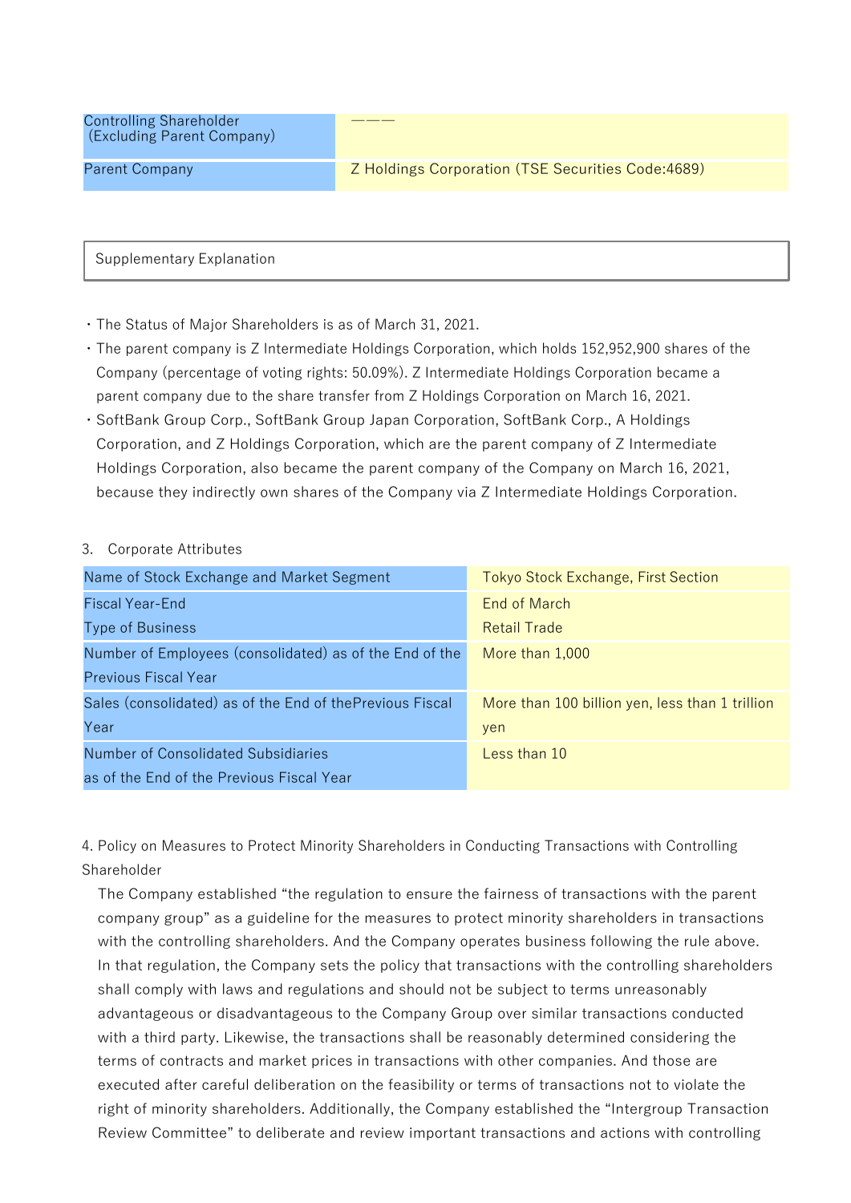| Controlling Shareholder (Excluding Parent Company) | ――― |
|---|---|
| Parent Company | Z Holdings Corporation (TSE Securities Code:4689) |

Supplementary Explanation

- The Status of Major Shareholders is as of March 31, 2021.
- The parent company is Z Intermediate Holdings Corporation, which holds 152,952,900 shares of the Company (percentage of voting rights: 50.09%). Z Intermediate Holdings Corporation became a parent company due to the share transfer from Z Holdings Corporation on March 16, 2021.
- SoftBank Group Corp., SoftBank Group Japan Corporation, SoftBank Corp., A Holdings Corporation, and Z Holdings Corporation, which are the parent company of Z Intermediate Holdings Corporation, also became the parent company of the Company on March 16, 2021, because they indirectly own shares of the Company via Z Intermediate Holdings Corporation.

3. Corporate Attributes

| Name of Stock Exchange and Market Segment | Tokyo Stock Exchange, First Section |
|---|---|
| Fiscal Year-End<br>Type of Business | End of March<br>Retail Trade |
| Number of Employees (consolidated) as of the End of the Previous Fiscal Year | More than 1,000 |
| Sales (consolidated) as of the End of thePrevious Fiscal Year | More than 100 billion yen, less than 1 trillion yen |
| Number of Consolidated Subsidiaries as of the End of the Previous Fiscal Year | Less than 10 |

4. Policy on Measures to Protect Minority Shareholders in Conducting Transactions with Controlling Shareholder

The Company established “the regulation to ensure the fairness of transactions with the parent company group” as a guideline for the measures to protect minority shareholders in transactions with the controlling shareholders. And the Company operates business following the rule above. In that regulation, the Company sets the policy that transactions with the controlling shareholders shall comply with laws and regulations and should not be subject to terms unreasonably advantageous or disadvantageous to the Company Group over similar transactions conducted with a third party. Likewise, the transactions shall be reasonably determined considering the terms of contracts and market prices in transactions with other companies. And those are executed after careful deliberation on the feasibility or terms of transactions not to violate the right of minority shareholders. Additionally, the Company established the “Intergroup Transaction Review Committee” to deliberate and review important transactions and actions with controlling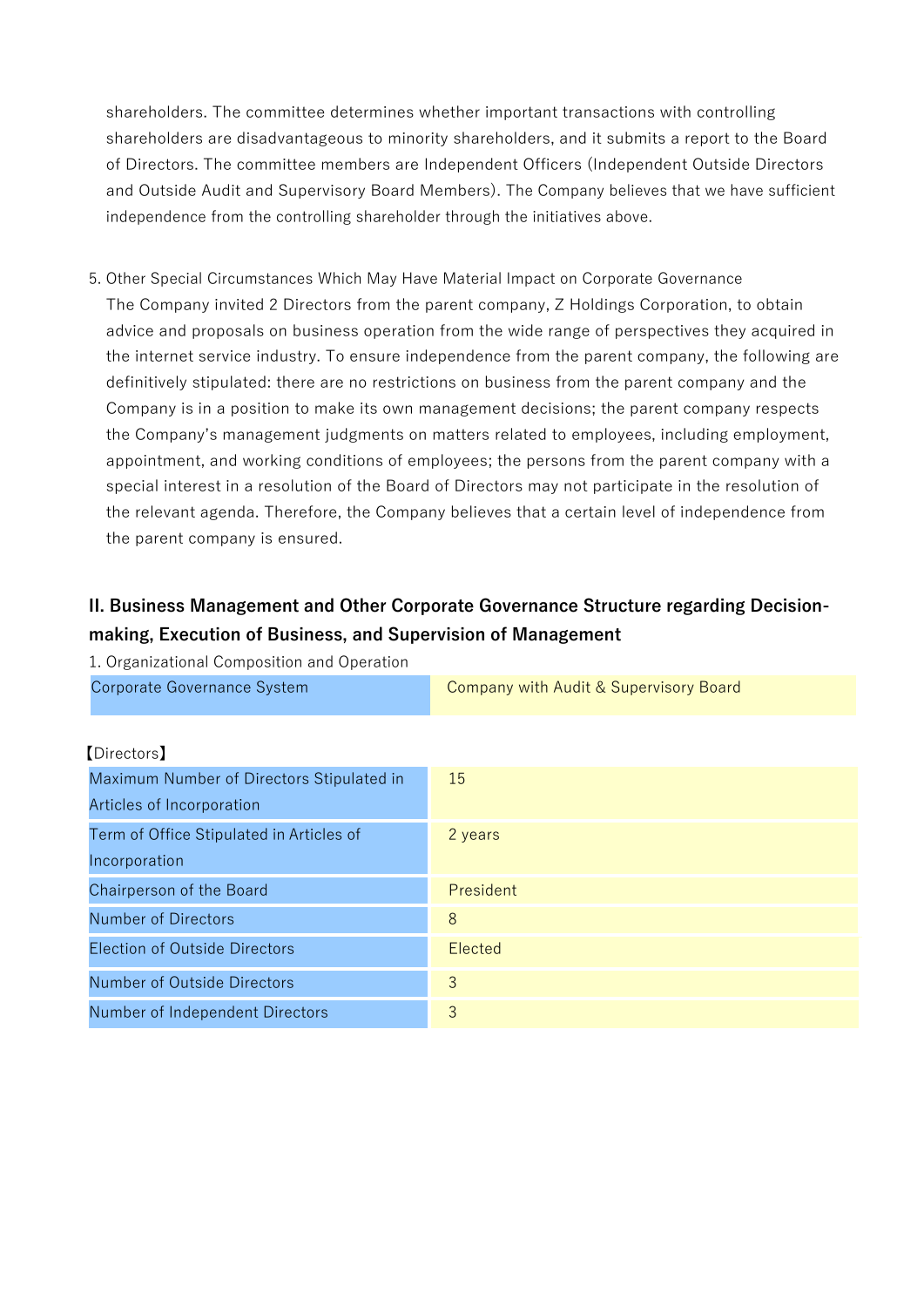shareholders. The committee determines whether important transactions with controlling shareholders are disadvantageous to minority shareholders, and it submits a report to the Board of Directors. The committee members are Independent Officers (Independent Outside Directors and Outside Audit and Supervisory Board Members). The Company believes that we have sufficient independence from the controlling shareholder through the initiatives above.

5. Other Special Circumstances Which May Have Material Impact on Corporate Governance
   The Company invited 2 Directors from the parent company, Z Holdings Corporation, to obtain advice and proposals on business operation from the wide range of perspectives they acquired in the internet service industry. To ensure independence from the parent company, the following are definitively stipulated: there are no restrictions on business from the parent company and the Company is in a position to make its own management decisions; the parent company respects the Company's management judgments on matters related to employees, including employment, appointment, and working conditions of employees; the persons from the parent company with a special interest in a resolution of the Board of Directors may not participate in the resolution of the relevant agenda. Therefore, the Company believes that a certain level of independence from the parent company is ensured.

## II. Business Management and Other Corporate Governance Structure regarding Decision-making, Execution of Business, and Supervision of Management

1. Organizational Composition and Operation

| Corporate Governance System | Company with Audit & Supervisory Board |
|---|---|

【Directors】

| Maximum Number of Directors Stipulated in Articles of Incorporation | 15 |
|---|---|
| Term of Office Stipulated in Articles of Incorporation | 2 years |
| Chairperson of the Board | President |
| Number of Directors | 8 |
| Election of Outside Directors | Elected |
| Number of Outside Directors | 3 |
| Number of Independent Directors | 3 |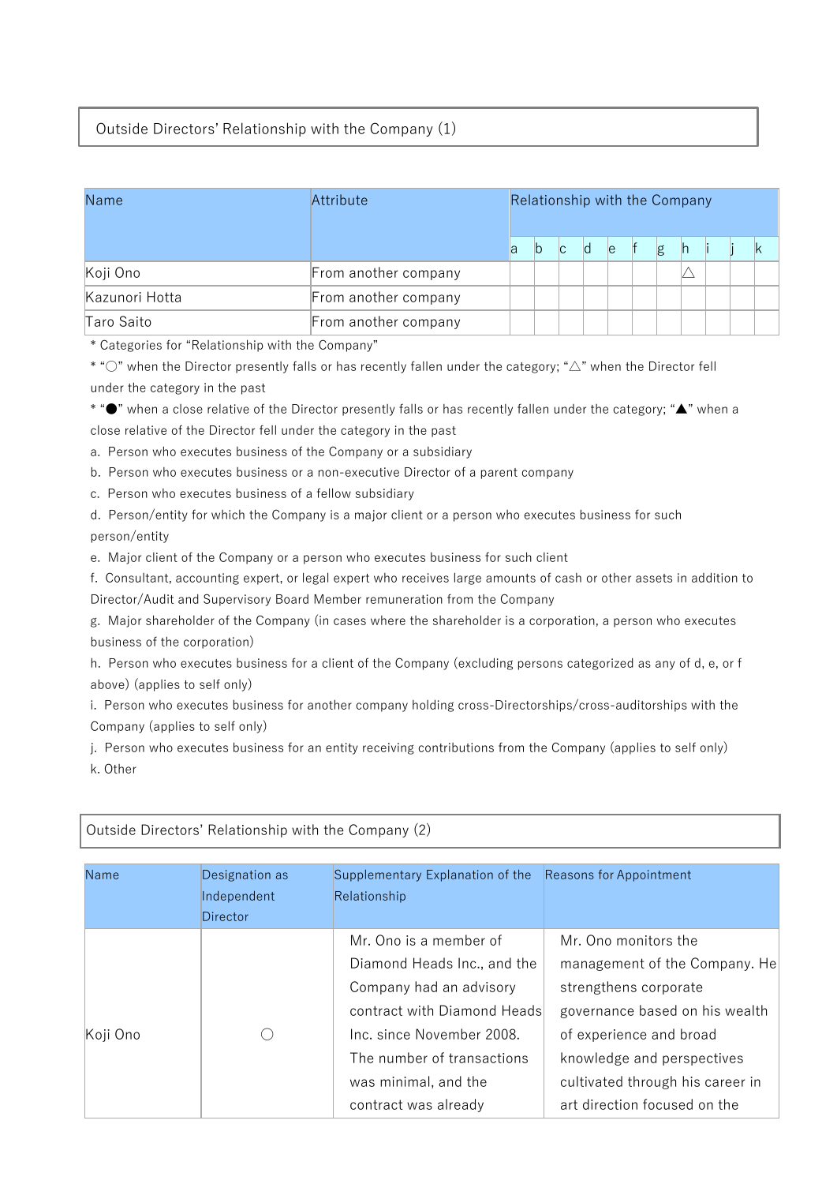## Outside Directors' Relationship with the Company (1)

| Name | Attribute | Relationship with the Company | | | | | | | | | | |
|---|---|---|---|---|---|---|---|---|---|---|---|---|
| | | a | b | c | d | e | f | g | h | i | j | k |
| Koji Ono | From another company | | | | | | | | △ | | | |
| Kazunori Hotta | From another company | | | | | | | | | | | |
| Taro Saito | From another company | | | | | | | | | | | |

* Categories for "Relationship with the Company"

* "○" when the Director presently falls or has recently fallen under the category; "△" when the Director fell under the category in the past

* "●" when a close relative of the Director presently falls or has recently fallen under the category; "▲" when a close relative of the Director fell under the category in the past

a. Person who executes business of the Company or a subsidiary

b. Person who executes business or a non-executive Director of a parent company

c. Person who executes business of a fellow subsidiary

d. Person/entity for which the Company is a major client or a person who executes business for such person/entity

e. Major client of the Company or a person who executes business for such client

f. Consultant, accounting expert, or legal expert who receives large amounts of cash or other assets in addition to Director/Audit and Supervisory Board Member remuneration from the Company

g. Major shareholder of the Company (in cases where the shareholder is a corporation, a person who executes business of the corporation)

h. Person who executes business for a client of the Company (excluding persons categorized as any of d, e, or f above) (applies to self only)

i. Person who executes business for another company holding cross-Directorships/cross-auditorships with the Company (applies to self only)

j. Person who executes business for an entity receiving contributions from the Company (applies to self only)

k. Other

## Outside Directors' Relationship with the Company (2)

| Name | Designation as Independent Director | Supplementary Explanation of the Relationship | Reasons for Appointment |
|---|---|---|---|
| Koji Ono | ○ | Mr. Ono is a member of Diamond Heads Inc., and the Company had an advisory contract with Diamond Heads Inc. since November 2008. The number of transactions was minimal, and the contract was already | Mr. Ono monitors the management of the Company. He strengthens corporate governance based on his wealth of experience and broad knowledge and perspectives cultivated through his career in art direction focused on the |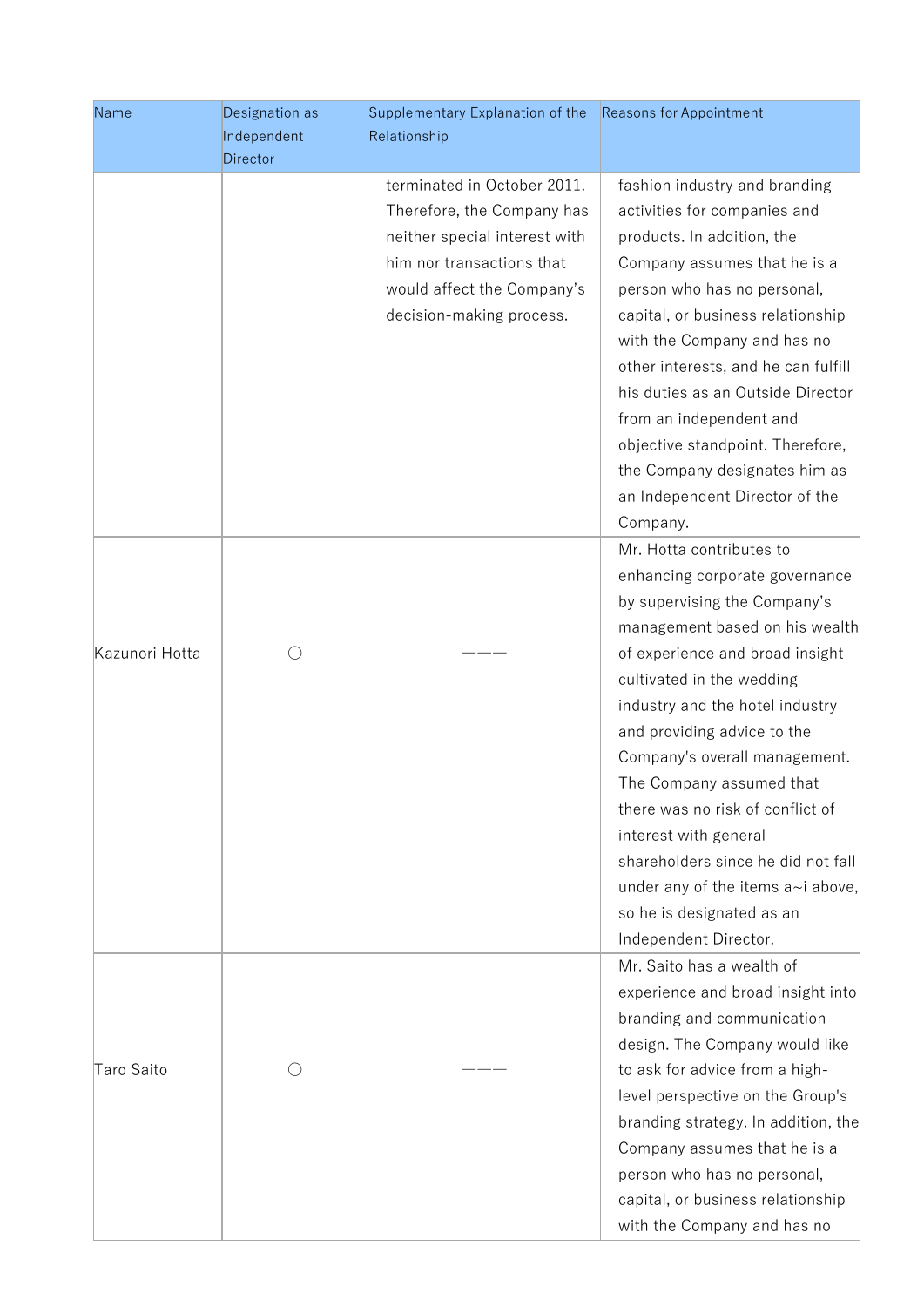| Name | Designation as Independent Director | Supplementary Explanation of the Relationship | Reasons for Appointment |
|---|---|---|---|
| | | terminated in October 2011. Therefore, the Company has neither special interest with him nor transactions that would affect the Company's decision-making process. | fashion industry and branding activities for companies and products. In addition, the Company assumes that he is a person who has no personal, capital, or business relationship with the Company and has no other interests, and he can fulfill his duties as an Outside Director from an independent and objective standpoint. Therefore, the Company designates him as an Independent Director of the Company. |
| Kazunori Hotta | ○ | ――― | Mr. Hotta contributes to enhancing corporate governance by supervising the Company's management based on his wealth of experience and broad insight cultivated in the wedding industry and the hotel industry and providing advice to the Company's overall management. The Company assumed that there was no risk of conflict of interest with general shareholders since he did not fall under any of the items a~i above, so he is designated as an Independent Director. |
| Taro Saito | ○ | ――― | Mr. Saito has a wealth of experience and broad insight into branding and communication design. The Company would like to ask for advice from a high-level perspective on the Group's branding strategy. In addition, the Company assumes that he is a person who has no personal, capital, or business relationship with the Company and has no |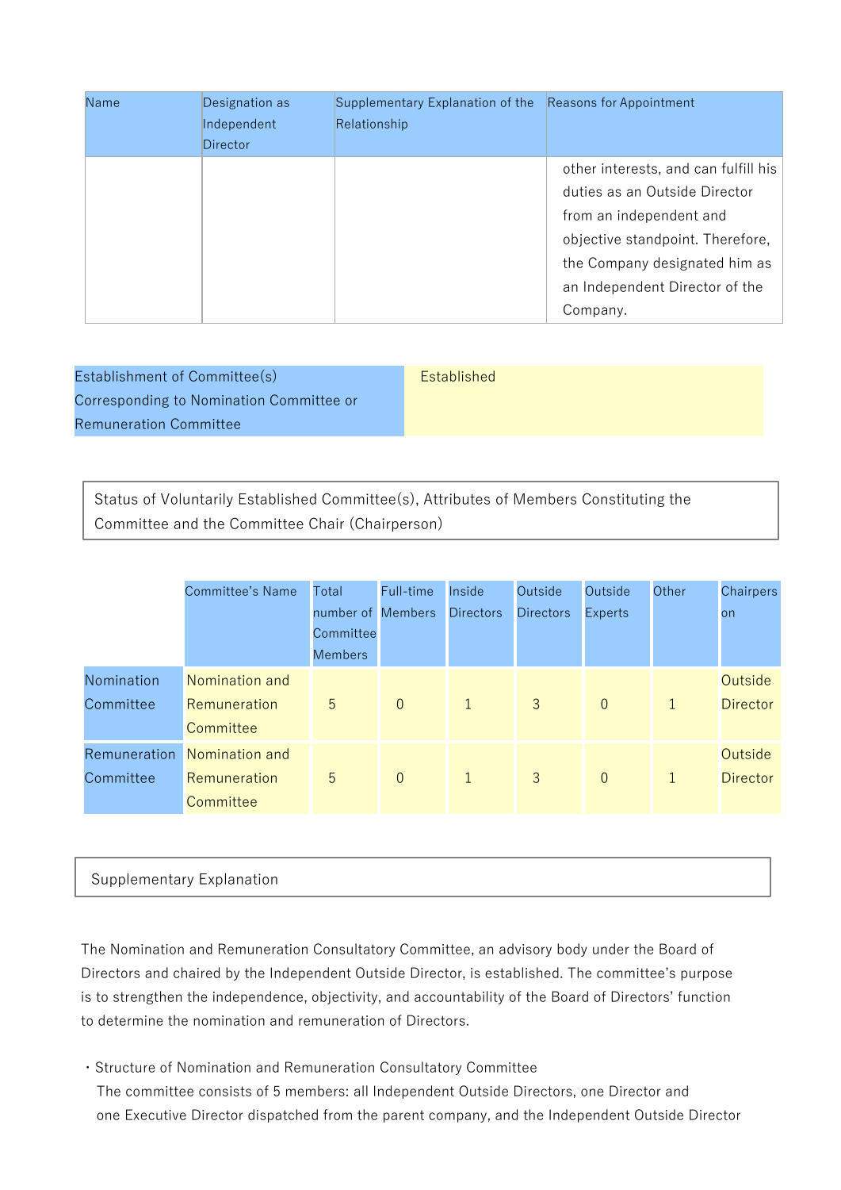| Name | Designation as Independent Director | Supplementary Explanation of the Relationship | Reasons for Appointment |
|---|---|---|---|
| | | | other interests, and can fulfill his duties as an Outside Director from an independent and objective standpoint. Therefore, the Company designated him as an Independent Director of the Company. |

| Establishment of Committee(s) Corresponding to Nomination Committee or Remuneration Committee | Established |
|---|---|

Status of Voluntarily Established Committee(s), Attributes of Members Constituting the Committee and the Committee Chair (Chairperson)

| | Committee's Name | Total number of Committee Members | Full-time Members | Inside Directors | Outside Directors | Outside Experts | Other | Chairperson |
|---|---|---|---|---|---|---|---|---|
| Nomination Committee | Nomination and Remuneration Committee | 5 | 0 | 1 | 3 | 0 | 1 | Outside Director |
| Remuneration Committee | Nomination and Remuneration Committee | 5 | 0 | 1 | 3 | 0 | 1 | Outside Director |

Supplementary Explanation

The Nomination and Remuneration Consultatory Committee, an advisory body under the Board of Directors and chaired by the Independent Outside Director, is established. The committee's purpose is to strengthen the independence, objectivity, and accountability of the Board of Directors' function to determine the nomination and remuneration of Directors.

・Structure of Nomination and Remuneration Consultatory Committee
  The committee consists of 5 members: all Independent Outside Directors, one Director and one Executive Director dispatched from the parent company, and the Independent Outside Director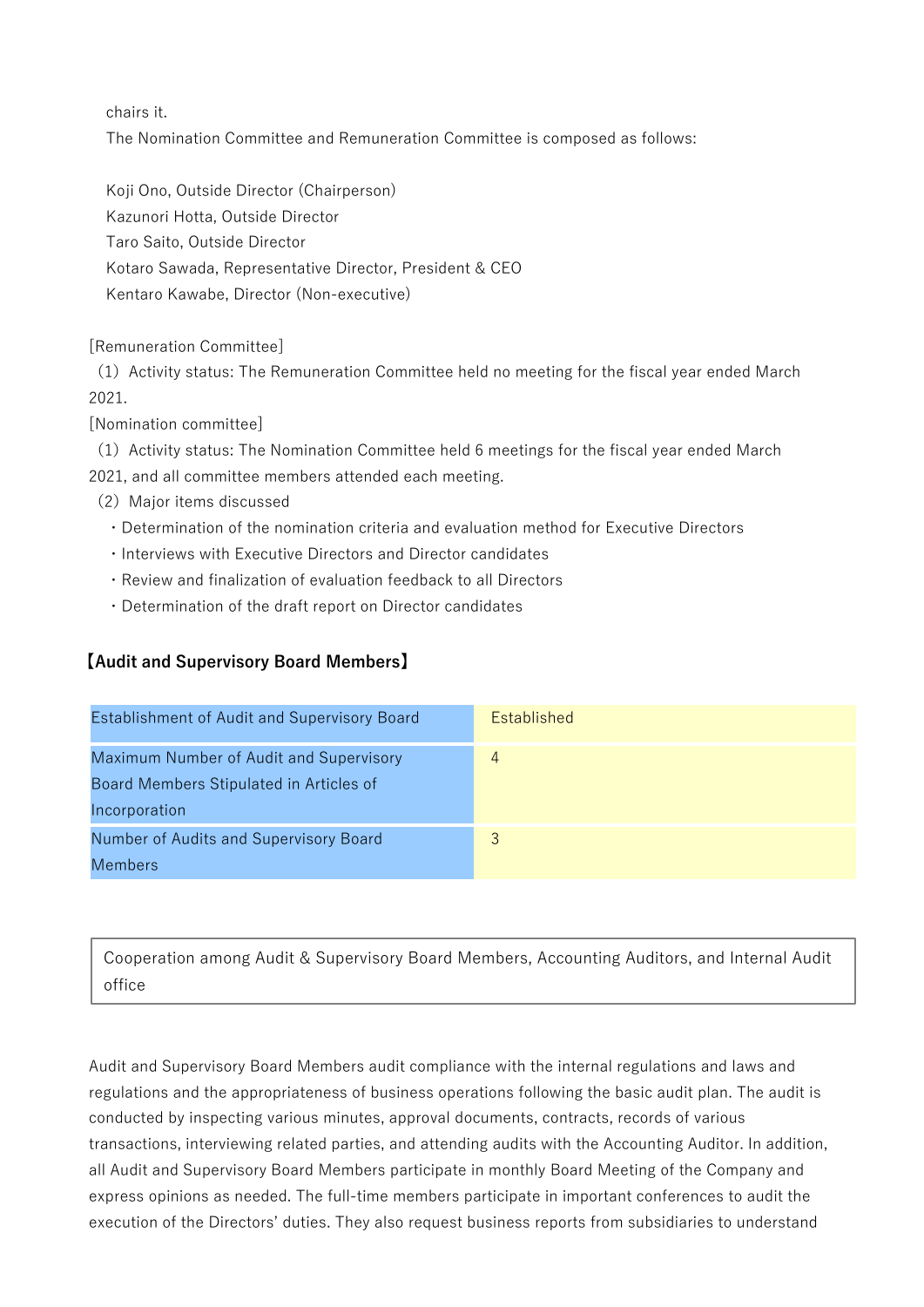chairs it.

The Nomination Committee and Remuneration Committee is composed as follows:

Koji Ono, Outside Director (Chairperson)
Kazunori Hotta, Outside Director
Taro Saito, Outside Director
Kotaro Sawada, Representative Director, President & CEO
Kentaro Kawabe, Director (Non-executive)

[Remuneration Committee]

(1) Activity status: The Remuneration Committee held no meeting for the fiscal year ended March 2021.

[Nomination committee]

(1) Activity status: The Nomination Committee held 6 meetings for the fiscal year ended March 2021, and all committee members attended each meeting.

(2) Major items discussed

- Determination of the nomination criteria and evaluation method for Executive Directors
- Interviews with Executive Directors and Director candidates
- Review and finalization of evaluation feedback to all Directors
- Determination of the draft report on Director candidates

**【Audit and Supervisory Board Members】**

| Establishment of Audit and Supervisory Board | Established |
|---|---|
| Maximum Number of Audit and Supervisory Board Members Stipulated in Articles of Incorporation | 4 |
| Number of Audits and Supervisory Board Members | 3 |

Cooperation among Audit & Supervisory Board Members, Accounting Auditors, and Internal Audit office

Audit and Supervisory Board Members audit compliance with the internal regulations and laws and regulations and the appropriateness of business operations following the basic audit plan. The audit is conducted by inspecting various minutes, approval documents, contracts, records of various transactions, interviewing related parties, and attending audits with the Accounting Auditor. In addition, all Audit and Supervisory Board Members participate in monthly Board Meeting of the Company and express opinions as needed. The full-time members participate in important conferences to audit the execution of the Directors' duties. They also request business reports from subsidiaries to understand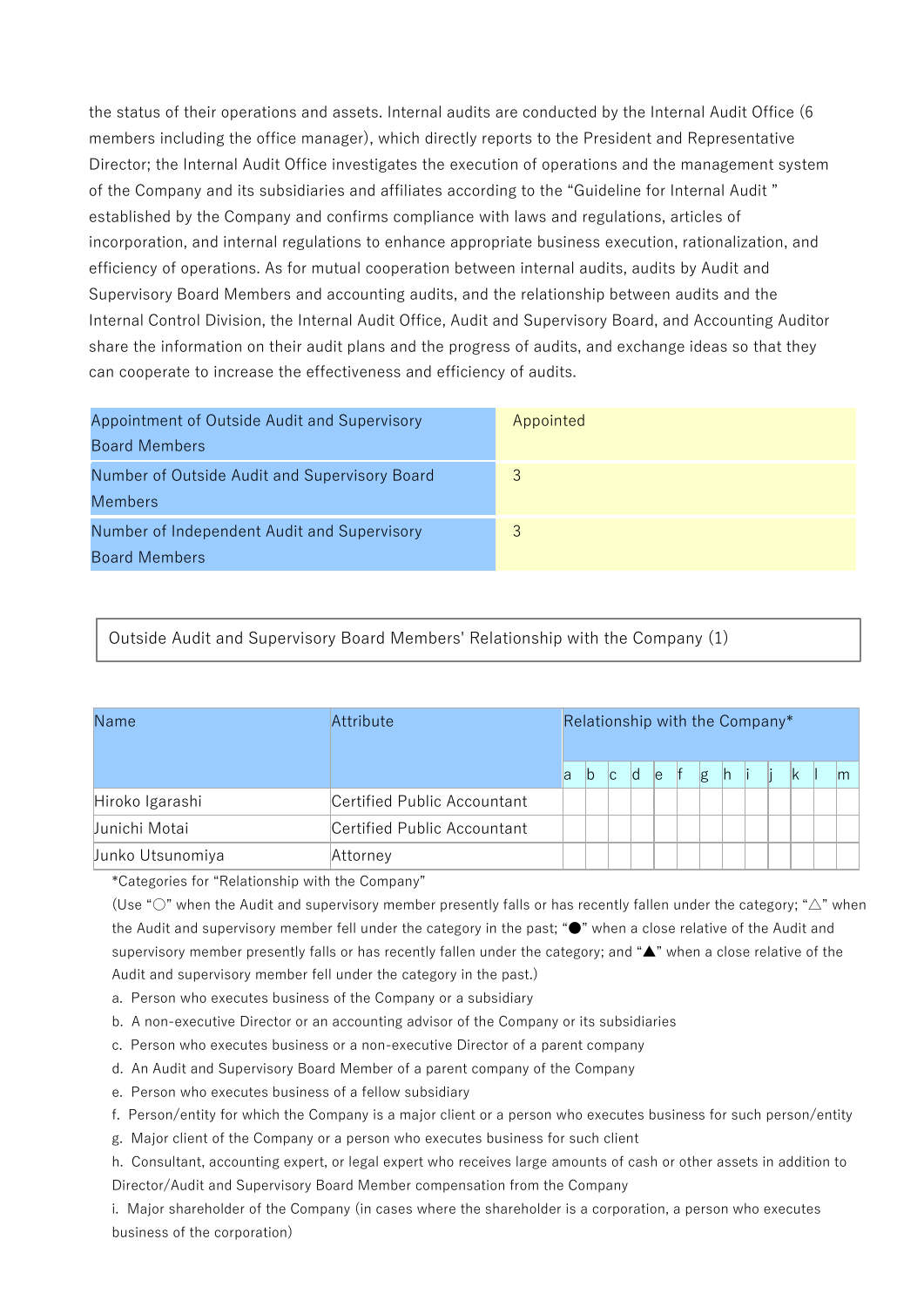the status of their operations and assets. Internal audits are conducted by the Internal Audit Office (6 members including the office manager), which directly reports to the President and Representative Director; the Internal Audit Office investigates the execution of operations and the management system of the Company and its subsidiaries and affiliates according to the "Guideline for Internal Audit " established by the Company and confirms compliance with laws and regulations, articles of incorporation, and internal regulations to enhance appropriate business execution, rationalization, and efficiency of operations. As for mutual cooperation between internal audits, audits by Audit and Supervisory Board Members and accounting audits, and the relationship between audits and the Internal Control Division, the Internal Audit Office, Audit and Supervisory Board, and Accounting Auditor share the information on their audit plans and the progress of audits, and exchange ideas so that they can cooperate to increase the effectiveness and efficiency of audits.

| Appointment of Outside Audit and Supervisory Board Members | Appointed |
|---|---|
| Number of Outside Audit and Supervisory Board Members | 3 |
| Number of Independent Audit and Supervisory Board Members | 3 |

Outside Audit and Supervisory Board Members' Relationship with the Company (1)

| Name | Attribute | Relationship with the Company* | | | | | | | | | | | | |
|---|---|---|---|---|---|---|---|---|---|---|---|---|---|---|
| | | a | b | c | d | e | f | g | h | i | j | k | l | m |
| Hiroko Igarashi | Certified Public Accountant | | | | | | | | | | | | | |
| Junichi Motai | Certified Public Accountant | | | | | | | | | | | | | |
| Junko Utsunomiya | Attorney | | | | | | | | | | | | | |

*Categories for "Relationship with the Company"

(Use "○" when the Audit and supervisory member presently falls or has recently fallen under the category; "△" when the Audit and supervisory member fell under the category in the past; "●" when a close relative of the Audit and supervisory member presently falls or has recently fallen under the category; and "▲" when a close relative of the Audit and supervisory member fell under the category in the past.)

a. Person who executes business of the Company or a subsidiary

b. A non-executive Director or an accounting advisor of the Company or its subsidiaries

c. Person who executes business or a non-executive Director of a parent company

d. An Audit and Supervisory Board Member of a parent company of the Company

e. Person who executes business of a fellow subsidiary

f. Person/entity for which the Company is a major client or a person who executes business for such person/entity

g. Major client of the Company or a person who executes business for such client

h. Consultant, accounting expert, or legal expert who receives large amounts of cash or other assets in addition to Director/Audit and Supervisory Board Member compensation from the Company

i. Major shareholder of the Company (in cases where the shareholder is a corporation, a person who executes business of the corporation)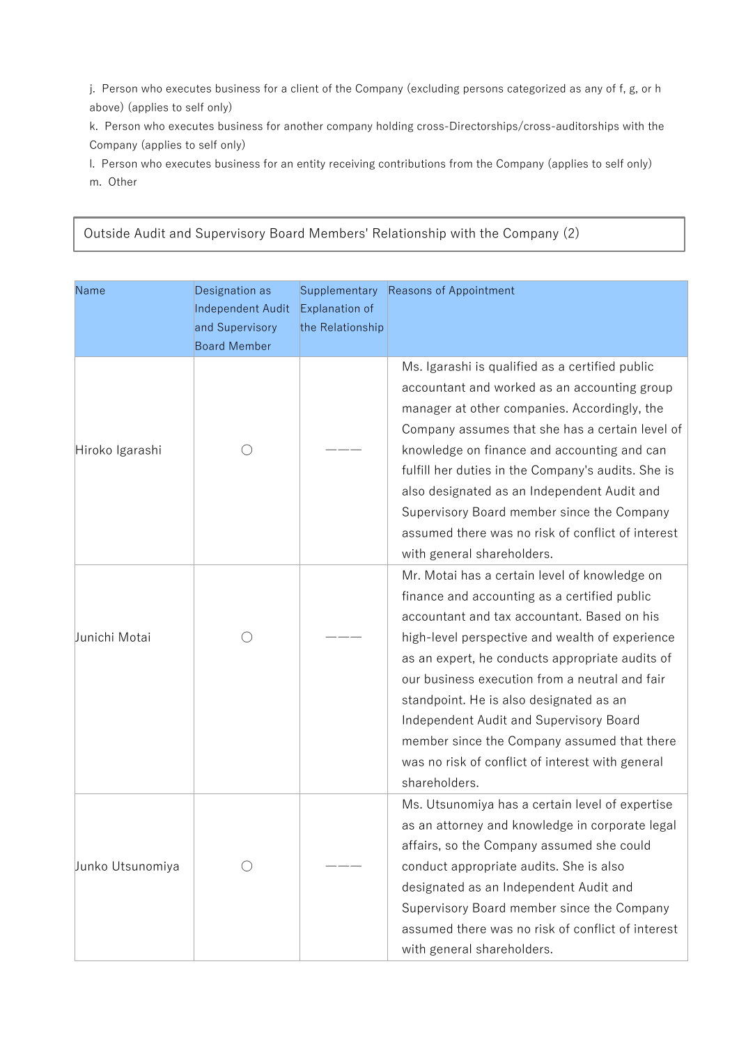j. Person who executes business for a client of the Company (excluding persons categorized as any of f, g, or h above) (applies to self only)

k. Person who executes business for another company holding cross-Directorships/cross-auditorships with the Company (applies to self only)

l. Person who executes business for an entity receiving contributions from the Company (applies to self only)

m. Other

## Outside Audit and Supervisory Board Members' Relationship with the Company (2)

| Name | Designation as Independent Audit and Supervisory Board Member | Supplementary Explanation of the Relationship | Reasons of Appointment |
|---|---|---|---|
| Hiroko Igarashi | ○ | ——— | Ms. Igarashi is qualified as a certified public accountant and worked as an accounting group manager at other companies. Accordingly, the Company assumes that she has a certain level of knowledge on finance and accounting and can fulfill her duties in the Company's audits. She is also designated as an Independent Audit and Supervisory Board member since the Company assumed there was no risk of conflict of interest with general shareholders. |
| Junichi Motai | ○ | ——— | Mr. Motai has a certain level of knowledge on finance and accounting as a certified public accountant and tax accountant. Based on his high-level perspective and wealth of experience as an expert, he conducts appropriate audits of our business execution from a neutral and fair standpoint. He is also designated as an Independent Audit and Supervisory Board member since the Company assumed that there was no risk of conflict of interest with general shareholders. |
| Junko Utsunomiya | ○ | ——— | Ms. Utsunomiya has a certain level of expertise as an attorney and knowledge in corporate legal affairs, so the Company assumed she could conduct appropriate audits. She is also designated as an Independent Audit and Supervisory Board member since the Company assumed there was no risk of conflict of interest with general shareholders. |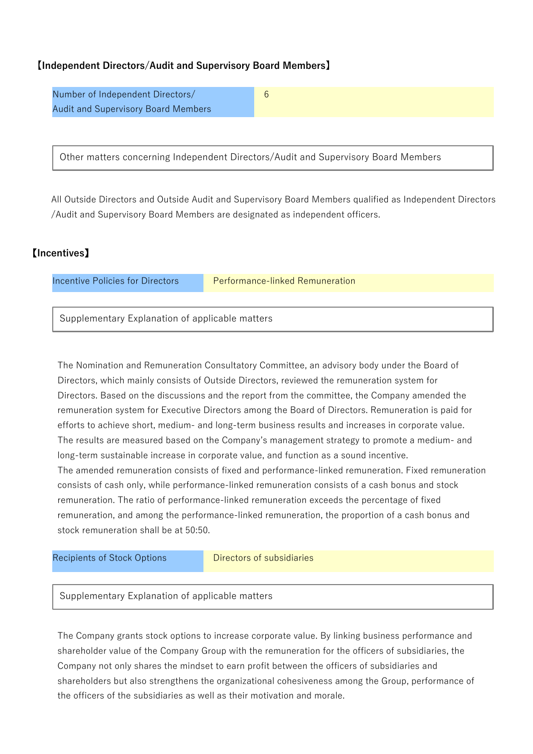## 【Independent Directors/Audit and Supervisory Board Members】

| Number of Independent Directors/ Audit and Supervisory Board Members | 6 |
|---|---|

**Other matters concerning Independent Directors/Audit and Supervisory Board Members**

All Outside Directors and Outside Audit and Supervisory Board Members qualified as Independent Directors /Audit and Supervisory Board Members are designated as independent officers.

## 【Incentives】

| Incentive Policies for Directors | Performance-linked Remuneration |
|---|---|

**Supplementary Explanation of applicable matters**

The Nomination and Remuneration Consultatory Committee, an advisory body under the Board of Directors, which mainly consists of Outside Directors, reviewed the remuneration system for Directors. Based on the discussions and the report from the committee, the Company amended the remuneration system for Executive Directors among the Board of Directors. Remuneration is paid for efforts to achieve short, medium- and long-term business results and increases in corporate value. The results are measured based on the Company's management strategy to promote a medium- and long-term sustainable increase in corporate value, and function as a sound incentive.
The amended remuneration consists of fixed and performance-linked remuneration. Fixed remuneration consists of cash only, while performance-linked remuneration consists of a cash bonus and stock remuneration. The ratio of performance-linked remuneration exceeds the percentage of fixed remuneration, and among the performance-linked remuneration, the proportion of a cash bonus and stock remuneration shall be at 50:50.

| Recipients of Stock Options | Directors of subsidiaries |
|---|---|

**Supplementary Explanation of applicable matters**

The Company grants stock options to increase corporate value. By linking business performance and shareholder value of the Company Group with the remuneration for the officers of subsidiaries, the Company not only shares the mindset to earn profit between the officers of subsidiaries and shareholders but also strengthens the organizational cohesiveness among the Group, performance of the officers of the subsidiaries as well as their motivation and morale.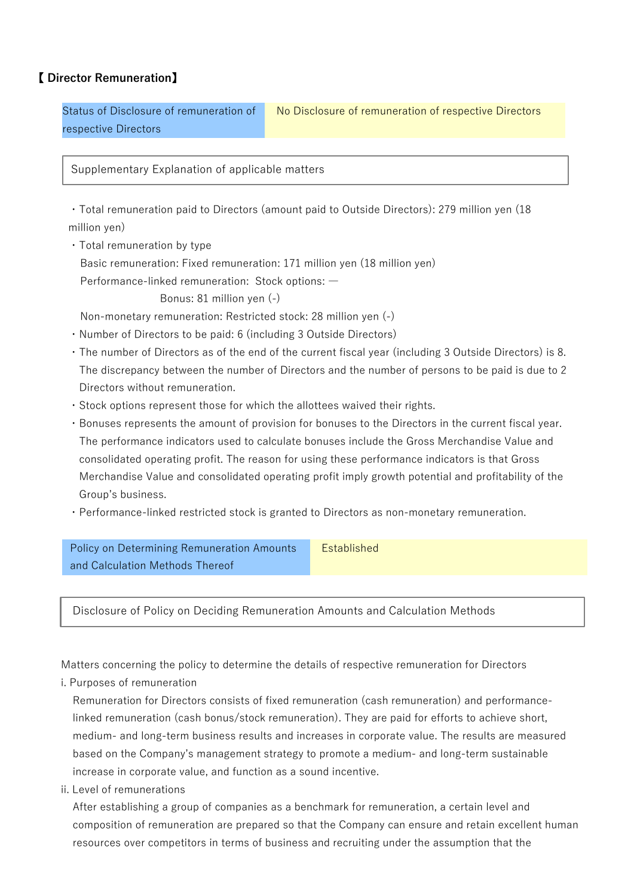## 【 Director Remuneration】

| Status of Disclosure of remuneration of respective Directors | No Disclosure of remuneration of respective Directors |
|---|---|

Supplementary Explanation of applicable matters

- Total remuneration paid to Directors (amount paid to Outside Directors): 279 million yen (18 million yen)
- Total remuneration by type
  Basic remuneration: Fixed remuneration: 171 million yen (18 million yen)
  Performance-linked remuneration: Stock options: —
  Bonus: 81 million yen (-)
  Non-monetary remuneration: Restricted stock: 28 million yen (-)
- Number of Directors to be paid: 6 (including 3 Outside Directors)
- The number of Directors as of the end of the current fiscal year (including 3 Outside Directors) is 8. The discrepancy between the number of Directors and the number of persons to be paid is due to 2 Directors without remuneration.
- Stock options represent those for which the allottees waived their rights.
- Bonuses represents the amount of provision for bonuses to the Directors in the current fiscal year. The performance indicators used to calculate bonuses include the Gross Merchandise Value and consolidated operating profit. The reason for using these performance indicators is that Gross Merchandise Value and consolidated operating profit imply growth potential and profitability of the Group's business.
- Performance-linked restricted stock is granted to Directors as non-monetary remuneration.

| Policy on Determining Remuneration Amounts and Calculation Methods Thereof | Established |
|---|---|

Disclosure of Policy on Deciding Remuneration Amounts and Calculation Methods

Matters concerning the policy to determine the details of respective remuneration for Directors

i. Purposes of remuneration

Remuneration for Directors consists of fixed remuneration (cash remuneration) and performance-linked remuneration (cash bonus/stock remuneration). They are paid for efforts to achieve short, medium- and long-term business results and increases in corporate value. The results are measured based on the Company's management strategy to promote a medium- and long-term sustainable increase in corporate value, and function as a sound incentive.

ii. Level of remunerations

After establishing a group of companies as a benchmark for remuneration, a certain level and composition of remuneration are prepared so that the Company can ensure and retain excellent human resources over competitors in terms of business and recruiting under the assumption that the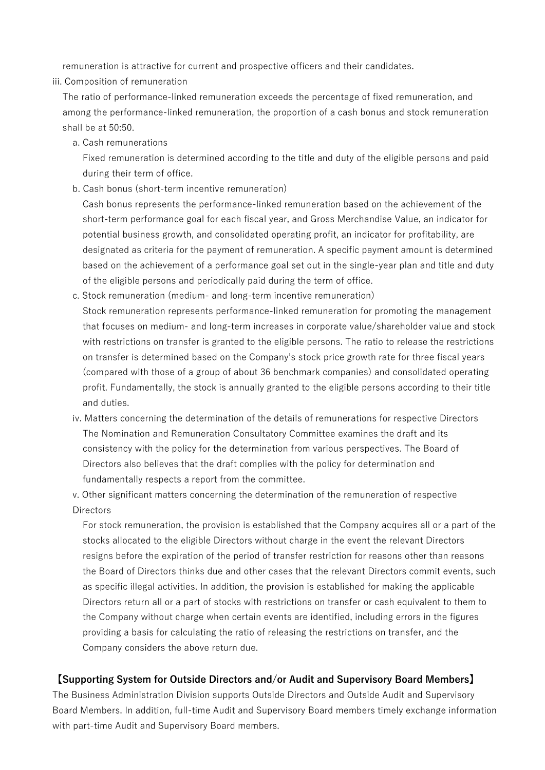remuneration is attractive for current and prospective officers and their candidates.

iii. Composition of remuneration

The ratio of performance-linked remuneration exceeds the percentage of fixed remuneration, and among the performance-linked remuneration, the proportion of a cash bonus and stock remuneration shall be at 50:50.

a. Cash remunerations

Fixed remuneration is determined according to the title and duty of the eligible persons and paid during their term of office.

b. Cash bonus (short-term incentive remuneration)

Cash bonus represents the performance-linked remuneration based on the achievement of the short-term performance goal for each fiscal year, and Gross Merchandise Value, an indicator for potential business growth, and consolidated operating profit, an indicator for profitability, are designated as criteria for the payment of remuneration. A specific payment amount is determined based on the achievement of a performance goal set out in the single-year plan and title and duty of the eligible persons and periodically paid during the term of office.

c. Stock remuneration (medium- and long-term incentive remuneration)

Stock remuneration represents performance-linked remuneration for promoting the management that focuses on medium- and long-term increases in corporate value/shareholder value and stock with restrictions on transfer is granted to the eligible persons. The ratio to release the restrictions on transfer is determined based on the Company's stock price growth rate for three fiscal years (compared with those of a group of about 36 benchmark companies) and consolidated operating profit. Fundamentally, the stock is annually granted to the eligible persons according to their title and duties.

iv. Matters concerning the determination of the details of remunerations for respective Directors

The Nomination and Remuneration Consultatory Committee examines the draft and its consistency with the policy for the determination from various perspectives. The Board of Directors also believes that the draft complies with the policy for determination and fundamentally respects a report from the committee.

v. Other significant matters concerning the determination of the remuneration of respective Directors

For stock remuneration, the provision is established that the Company acquires all or a part of the stocks allocated to the eligible Directors without charge in the event the relevant Directors resigns before the expiration of the period of transfer restriction for reasons other than reasons the Board of Directors thinks due and other cases that the relevant Directors commit events, such as specific illegal activities. In addition, the provision is established for making the applicable Directors return all or a part of stocks with restrictions on transfer or cash equivalent to them to the Company without charge when certain events are identified, including errors in the figures providing a basis for calculating the ratio of releasing the restrictions on transfer, and the Company considers the above return due.

**【Supporting System for Outside Directors and/or Audit and Supervisory Board Members】**

The Business Administration Division supports Outside Directors and Outside Audit and Supervisory Board Members. In addition, full-time Audit and Supervisory Board members timely exchange information with part-time Audit and Supervisory Board members.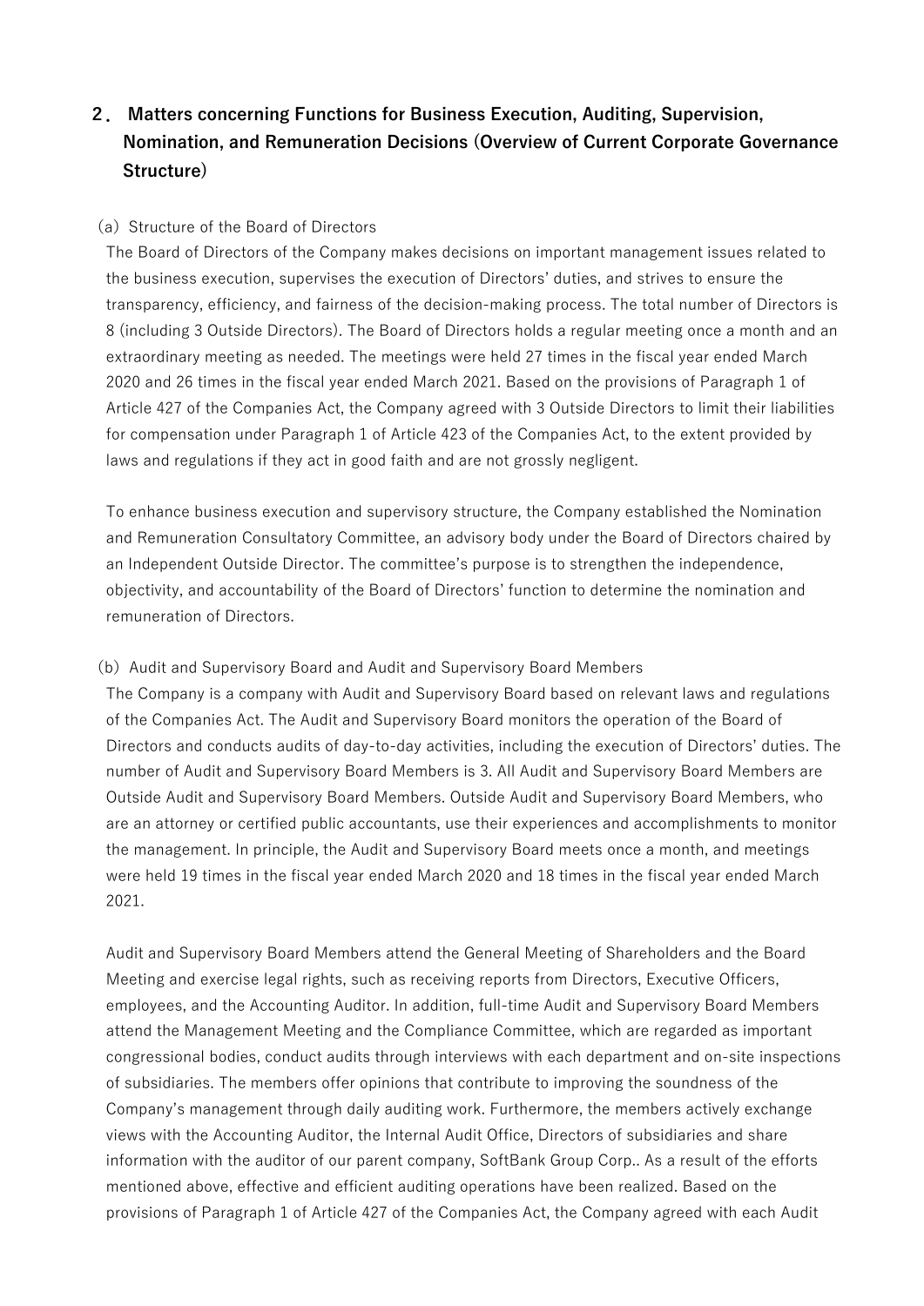## 2． Matters concerning Functions for Business Execution, Auditing, Supervision, Nomination, and Remuneration Decisions (Overview of Current Corporate Governance Structure)

(a) Structure of the Board of Directors

The Board of Directors of the Company makes decisions on important management issues related to the business execution, supervises the execution of Directors' duties, and strives to ensure the transparency, efficiency, and fairness of the decision-making process. The total number of Directors is 8 (including 3 Outside Directors). The Board of Directors holds a regular meeting once a month and an extraordinary meeting as needed. The meetings were held 27 times in the fiscal year ended March 2020 and 26 times in the fiscal year ended March 2021. Based on the provisions of Paragraph 1 of Article 427 of the Companies Act, the Company agreed with 3 Outside Directors to limit their liabilities for compensation under Paragraph 1 of Article 423 of the Companies Act, to the extent provided by laws and regulations if they act in good faith and are not grossly negligent.

To enhance business execution and supervisory structure, the Company established the Nomination and Remuneration Consultatory Committee, an advisory body under the Board of Directors chaired by an Independent Outside Director. The committee's purpose is to strengthen the independence, objectivity, and accountability of the Board of Directors' function to determine the nomination and remuneration of Directors.

(b) Audit and Supervisory Board and Audit and Supervisory Board Members

The Company is a company with Audit and Supervisory Board based on relevant laws and regulations of the Companies Act. The Audit and Supervisory Board monitors the operation of the Board of Directors and conducts audits of day-to-day activities, including the execution of Directors' duties. The number of Audit and Supervisory Board Members is 3. All Audit and Supervisory Board Members are Outside Audit and Supervisory Board Members. Outside Audit and Supervisory Board Members, who are an attorney or certified public accountants, use their experiences and accomplishments to monitor the management. In principle, the Audit and Supervisory Board meets once a month, and meetings were held 19 times in the fiscal year ended March 2020 and 18 times in the fiscal year ended March 2021.

Audit and Supervisory Board Members attend the General Meeting of Shareholders and the Board Meeting and exercise legal rights, such as receiving reports from Directors, Executive Officers, employees, and the Accounting Auditor. In addition, full-time Audit and Supervisory Board Members attend the Management Meeting and the Compliance Committee, which are regarded as important congressional bodies, conduct audits through interviews with each department and on-site inspections of subsidiaries. The members offer opinions that contribute to improving the soundness of the Company's management through daily auditing work. Furthermore, the members actively exchange views with the Accounting Auditor, the Internal Audit Office, Directors of subsidiaries and share information with the auditor of our parent company, SoftBank Group Corp.. As a result of the efforts mentioned above, effective and efficient auditing operations have been realized. Based on the provisions of Paragraph 1 of Article 427 of the Companies Act, the Company agreed with each Audit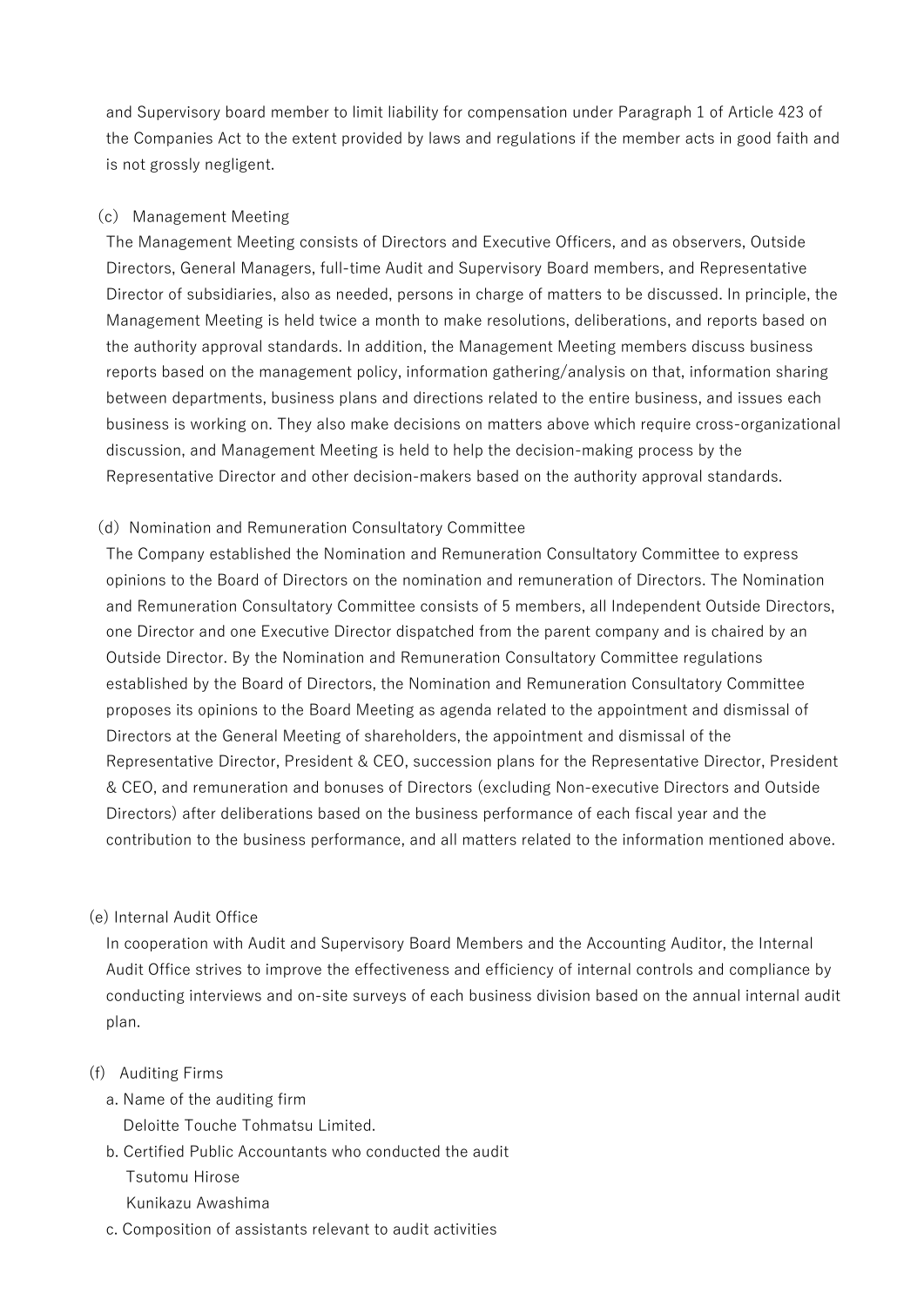and Supervisory board member to limit liability for compensation under Paragraph 1 of Article 423 of the Companies Act to the extent provided by laws and regulations if the member acts in good faith and is not grossly negligent.

(c) Management Meeting

The Management Meeting consists of Directors and Executive Officers, and as observers, Outside Directors, General Managers, full-time Audit and Supervisory Board members, and Representative Director of subsidiaries, also as needed, persons in charge of matters to be discussed. In principle, the Management Meeting is held twice a month to make resolutions, deliberations, and reports based on the authority approval standards. In addition, the Management Meeting members discuss business reports based on the management policy, information gathering/analysis on that, information sharing between departments, business plans and directions related to the entire business, and issues each business is working on. They also make decisions on matters above which require cross-organizational discussion, and Management Meeting is held to help the decision-making process by the Representative Director and other decision-makers based on the authority approval standards.

(d) Nomination and Remuneration Consultatory Committee

The Company established the Nomination and Remuneration Consultatory Committee to express opinions to the Board of Directors on the nomination and remuneration of Directors. The Nomination and Remuneration Consultatory Committee consists of 5 members, all Independent Outside Directors, one Director and one Executive Director dispatched from the parent company and is chaired by an Outside Director. By the Nomination and Remuneration Consultatory Committee regulations established by the Board of Directors, the Nomination and Remuneration Consultatory Committee proposes its opinions to the Board Meeting as agenda related to the appointment and dismissal of Directors at the General Meeting of shareholders, the appointment and dismissal of the Representative Director, President & CEO, succession plans for the Representative Director, President & CEO, and remuneration and bonuses of Directors (excluding Non-executive Directors and Outside Directors) after deliberations based on the business performance of each fiscal year and the contribution to the business performance, and all matters related to the information mentioned above.

(e) Internal Audit Office

In cooperation with Audit and Supervisory Board Members and the Accounting Auditor, the Internal Audit Office strives to improve the effectiveness and efficiency of internal controls and compliance by conducting interviews and on-site surveys of each business division based on the annual internal audit plan.

(f) Auditing Firms

a. Name of the auditing firm
   Deloitte Touche Tohmatsu Limited.

b. Certified Public Accountants who conducted the audit
   Tsutomu Hirose
   Kunikazu Awashima

c. Composition of assistants relevant to audit activities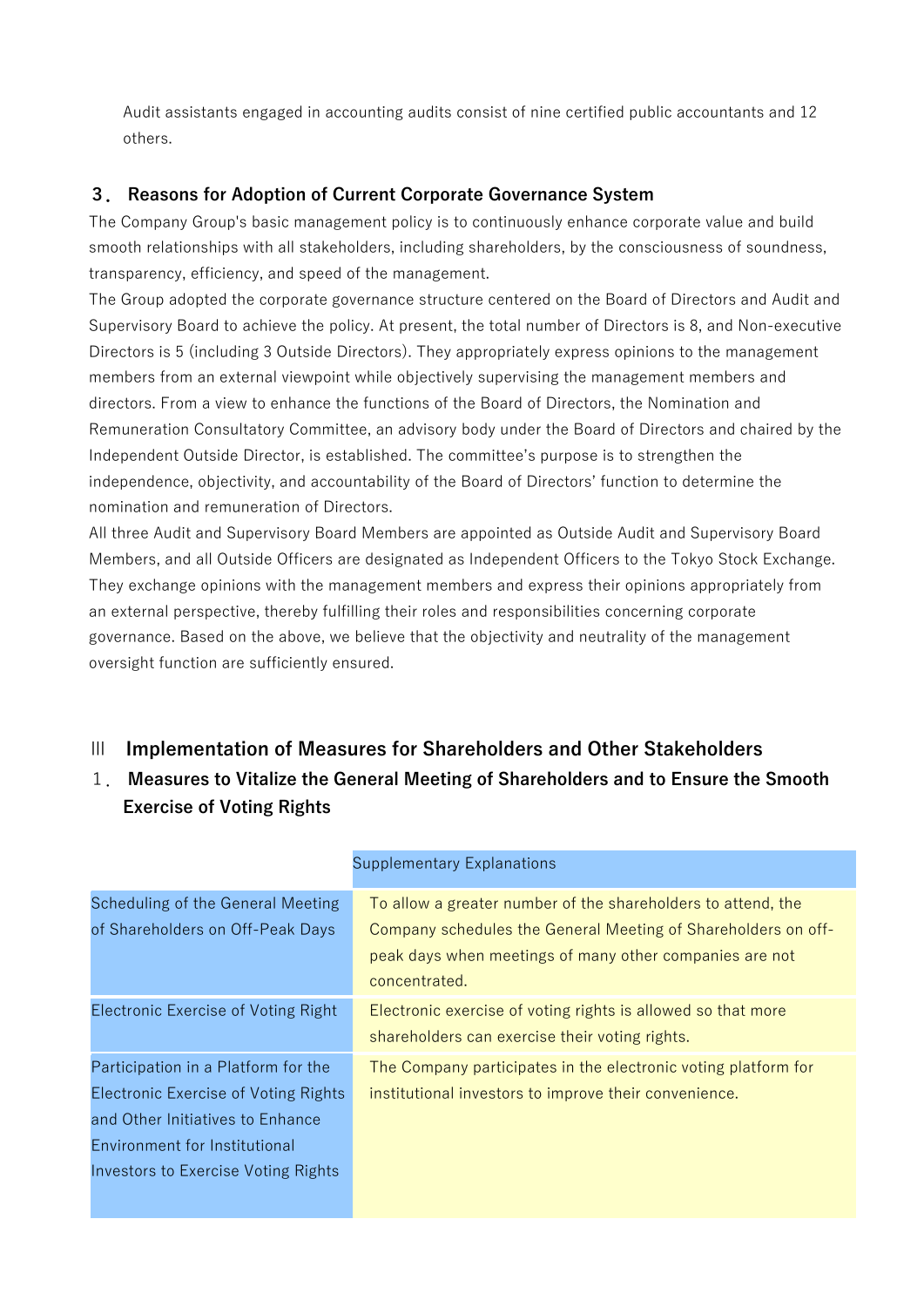Audit assistants engaged in accounting audits consist of nine certified public accountants and 12 others.

### ３． Reasons for Adoption of Current Corporate Governance System

The Company Group's basic management policy is to continuously enhance corporate value and build smooth relationships with all stakeholders, including shareholders, by the consciousness of soundness, transparency, efficiency, and speed of the management.

The Group adopted the corporate governance structure centered on the Board of Directors and Audit and Supervisory Board to achieve the policy. At present, the total number of Directors is 8, and Non-executive Directors is 5 (including 3 Outside Directors). They appropriately express opinions to the management members from an external viewpoint while objectively supervising the management members and directors. From a view to enhance the functions of the Board of Directors, the Nomination and Remuneration Consultatory Committee, an advisory body under the Board of Directors and chaired by the Independent Outside Director, is established. The committee's purpose is to strengthen the independence, objectivity, and accountability of the Board of Directors' function to determine the nomination and remuneration of Directors.

All three Audit and Supervisory Board Members are appointed as Outside Audit and Supervisory Board Members, and all Outside Officers are designated as Independent Officers to the Tokyo Stock Exchange. They exchange opinions with the management members and express their opinions appropriately from an external perspective, thereby fulfilling their roles and responsibilities concerning corporate governance. Based on the above, we believe that the objectivity and neutrality of the management oversight function are sufficiently ensured.

## Ⅲ Implementation of Measures for Shareholders and Other Stakeholders

### １． Measures to Vitalize the General Meeting of Shareholders and to Ensure the Smooth Exercise of Voting Rights

| | Supplementary Explanations |
|---|---|
| Scheduling of the General Meeting of Shareholders on Off-Peak Days | To allow a greater number of the shareholders to attend, the Company schedules the General Meeting of Shareholders on off-peak days when meetings of many other companies are not concentrated. |
| Electronic Exercise of Voting Right | Electronic exercise of voting rights is allowed so that more shareholders can exercise their voting rights. |
| Participation in a Platform for the Electronic Exercise of Voting Rights and Other Initiatives to Enhance Environment for Institutional Investors to Exercise Voting Rights | The Company participates in the electronic voting platform for institutional investors to improve their convenience. |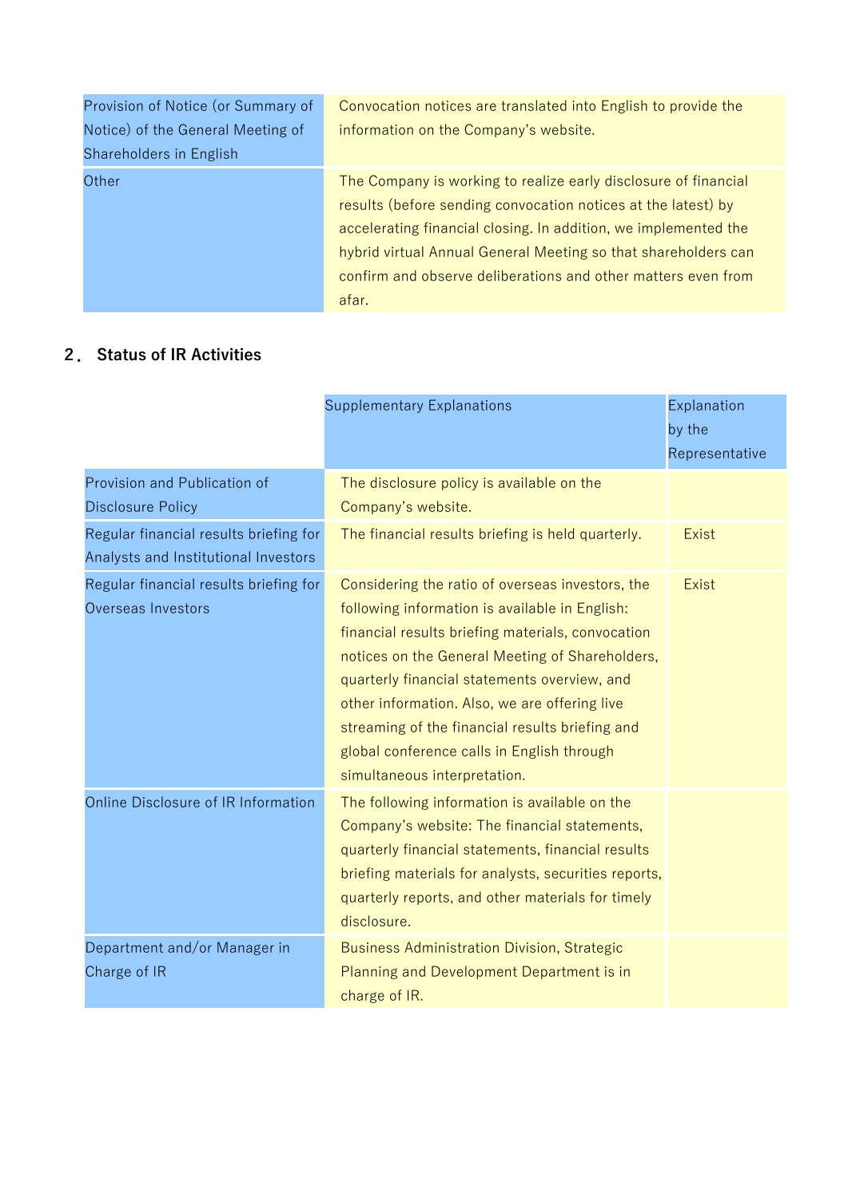| | |
|---|---|
| Provision of Notice (or Summary of Notice) of the General Meeting of Shareholders in English | Convocation notices are translated into English to provide the information on the Company's website. |
| Other | The Company is working to realize early disclosure of financial results (before sending convocation notices at the latest) by accelerating financial closing. In addition, we implemented the hybrid virtual Annual General Meeting so that shareholders can confirm and observe deliberations and other matters even from afar. |

## 2. Status of IR Activities

| | Supplementary Explanations | Explanation by the Representative |
|---|---|---|
| Provision and Publication of Disclosure Policy | The disclosure policy is available on the Company's website. | |
| Regular financial results briefing for Analysts and Institutional Investors | The financial results briefing is held quarterly. | Exist |
| Regular financial results briefing for Overseas Investors | Considering the ratio of overseas investors, the following information is available in English: financial results briefing materials, convocation notices on the General Meeting of Shareholders, quarterly financial statements overview, and other information. Also, we are offering live streaming of the financial results briefing and global conference calls in English through simultaneous interpretation. | Exist |
| Online Disclosure of IR Information | The following information is available on the Company's website: The financial statements, quarterly financial statements, financial results briefing materials for analysts, securities reports, quarterly reports, and other materials for timely disclosure. | |
| Department and/or Manager in Charge of IR | Business Administration Division, Strategic Planning and Development Department is in charge of IR. | |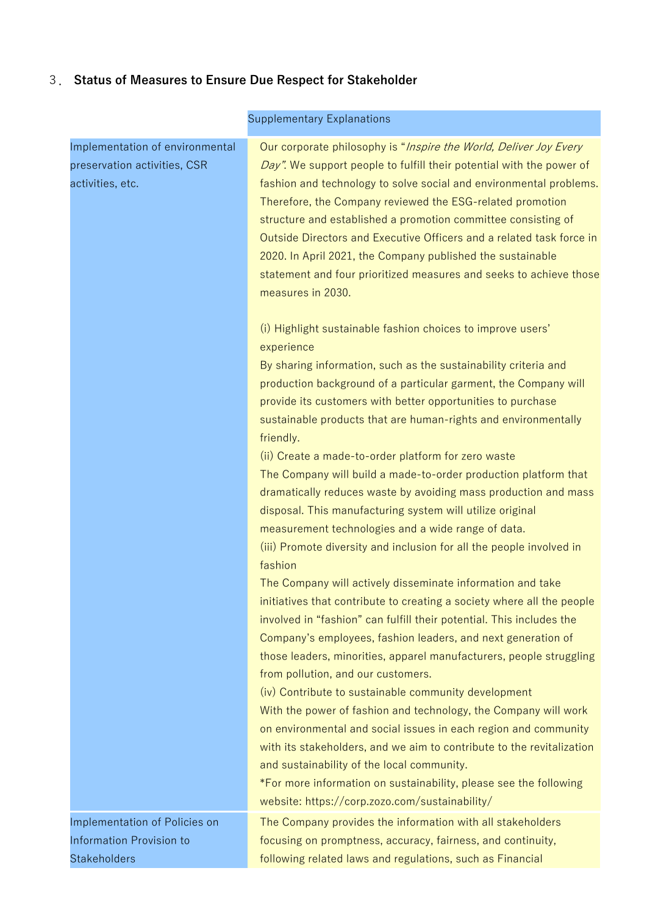## 3．Status of Measures to Ensure Due Respect for Stakeholder

| | Supplementary Explanations |
|---|---|
| Implementation of environmental preservation activities, CSR activities, etc. | Our corporate philosophy is "*Inspire the World, Deliver Joy Every Day*". We support people to fulfill their potential with the power of fashion and technology to solve social and environmental problems. Therefore, the Company reviewed the ESG-related promotion structure and established a promotion committee consisting of Outside Directors and Executive Officers and a related task force in 2020. In April 2021, the Company published the sustainable statement and four prioritized measures and seeks to achieve those measures in 2030.<br><br>(i) Highlight sustainable fashion choices to improve users' experience<br>By sharing information, such as the sustainability criteria and production background of a particular garment, the Company will provide its customers with better opportunities to purchase sustainable products that are human-rights and environmentally friendly.<br>(ii) Create a made-to-order platform for zero waste<br>The Company will build a made-to-order production platform that dramatically reduces waste by avoiding mass production and mass disposal. This manufacturing system will utilize original measurement technologies and a wide range of data.<br>(iii) Promote diversity and inclusion for all the people involved in fashion<br>The Company will actively disseminate information and take initiatives that contribute to creating a society where all the people involved in "fashion" can fulfill their potential. This includes the Company's employees, fashion leaders, and next generation of those leaders, minorities, apparel manufacturers, people struggling from pollution, and our customers.<br>(iv) Contribute to sustainable community development<br>With the power of fashion and technology, the Company will work on environmental and social issues in each region and community with its stakeholders, and we aim to contribute to the revitalization and sustainability of the local community.<br>*For more information on sustainability, please see the following website: https://corp.zozo.com/sustainability/ |
| Implementation of Policies on Information Provision to Stakeholders | The Company provides the information with all stakeholders focusing on promptness, accuracy, fairness, and continuity, following related laws and regulations, such as Financial |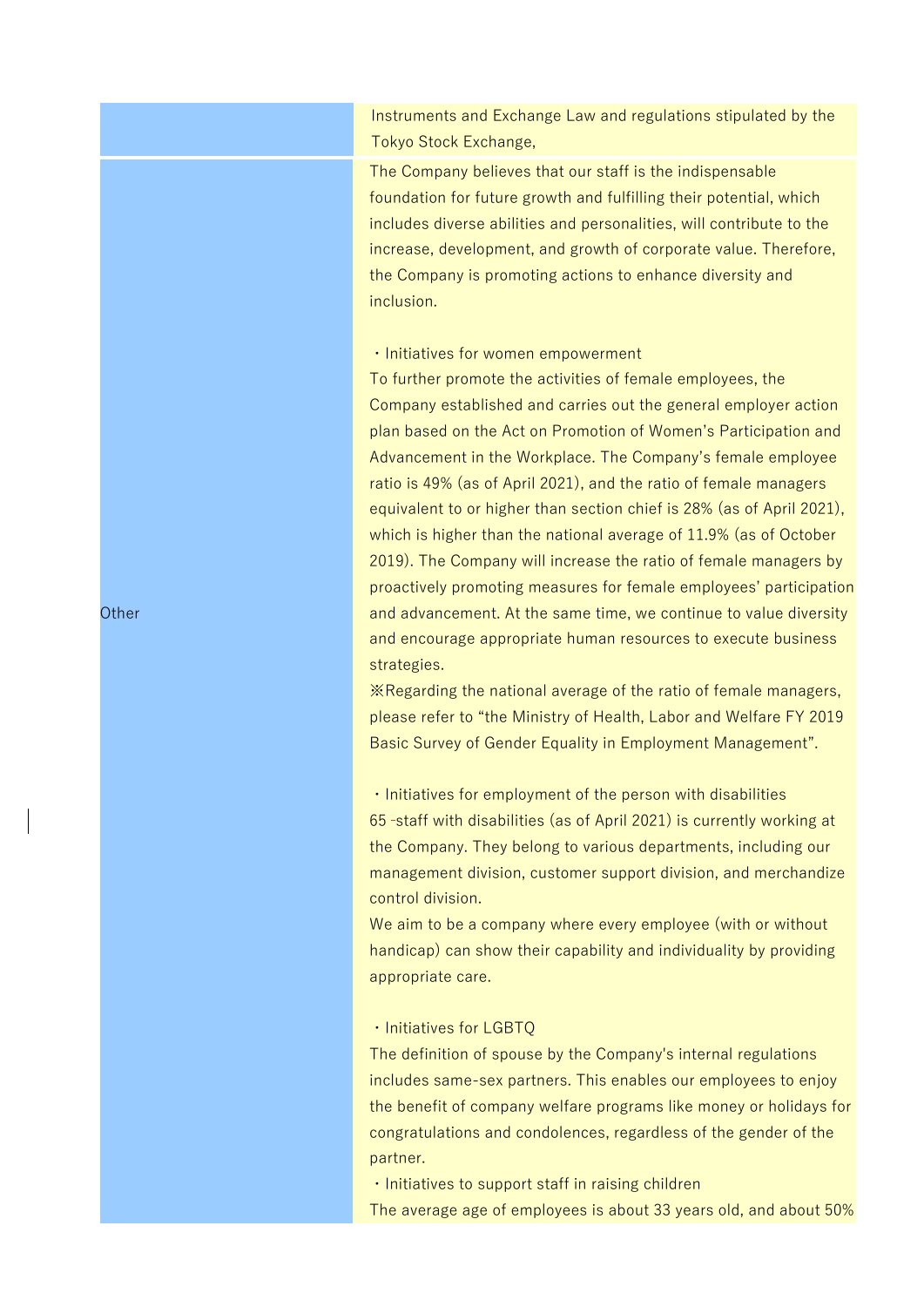| | |
|---|---|
| | Instruments and Exchange Law and regulations stipulated by the Tokyo Stock Exchange, |
| Other | The Company believes that our staff is the indispensable foundation for future growth and fulfilling their potential, which includes diverse abilities and personalities, will contribute to the increase, development, and growth of corporate value. Therefore, the Company is promoting actions to enhance diversity and inclusion.<br><br>・Initiatives for women empowerment<br>To further promote the activities of female employees, the Company established and carries out the general employer action plan based on the Act on Promotion of Women's Participation and Advancement in the Workplace. The Company's female employee ratio is 49% (as of April 2021), and the ratio of female managers equivalent to or higher than section chief is 28% (as of April 2021), which is higher than the national average of 11.9% (as of October 2019). The Company will increase the ratio of female managers by proactively promoting measures for female employees' participation and advancement. At the same time, we continue to value diversity and encourage appropriate human resources to execute business strategies.<br>※Regarding the national average of the ratio of female managers, please refer to "the Ministry of Health, Labor and Welfare FY 2019 Basic Survey of Gender Equality in Employment Management".<br><br>・Initiatives for employment of the person with disabilities<br>65 -staff with disabilities (as of April 2021) is currently working at the Company. They belong to various departments, including our management division, customer support division, and merchandize control division.<br>We aim to be a company where every employee (with or without handicap) can show their capability and individuality by providing appropriate care.<br><br>・Initiatives for LGBTQ<br>The definition of spouse by the Company's internal regulations includes same-sex partners. This enables our employees to enjoy the benefit of company welfare programs like money or holidays for congratulations and condolences, regardless of the gender of the partner.<br>・Initiatives to support staff in raising children<br>The average age of employees is about 33 years old, and about 50% |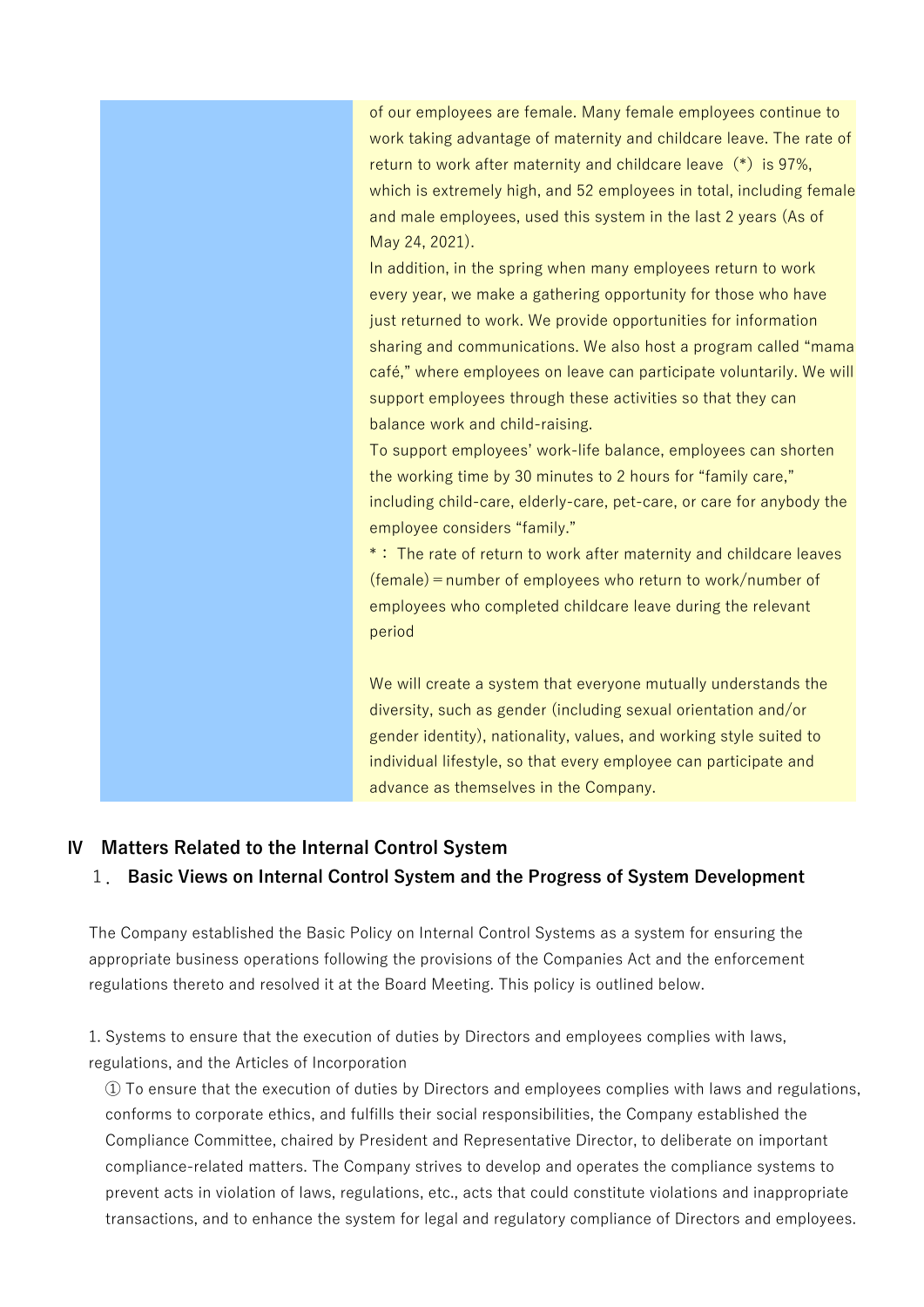| | |
|---|---|
| | of our employees are female. Many female employees continue to work taking advantage of maternity and childcare leave. The rate of return to work after maternity and childcare leave（*）is 97%, which is extremely high, and 52 employees in total, including female and male employees, used this system in the last 2 years (As of May 24, 2021).<br>In addition, in the spring when many employees return to work every year, we make a gathering opportunity for those who have just returned to work. We provide opportunities for information sharing and communications. We also host a program called “mama café,” where employees on leave can participate voluntarily. We will support employees through these activities so that they can balance work and child-raising.<br>To support employees’ work-life balance, employees can shorten the working time by 30 minutes to 2 hours for “family care,” including child-care, elderly-care, pet-care, or care for anybody the employee considers “family.”<br>*： The rate of return to work after maternity and childcare leaves (female)＝number of employees who return to work/number of employees who completed childcare leave during the relevant period<br><br>We will create a system that everyone mutually understands the diversity, such as gender (including sexual orientation and/or gender identity), nationality, values, and working style suited to individual lifestyle, so that every employee can participate and advance as themselves in the Company. |

## Ⅳ Matters Related to the Internal Control System

### 1． Basic Views on Internal Control System and the Progress of System Development

The Company established the Basic Policy on Internal Control Systems as a system for ensuring the appropriate business operations following the provisions of the Companies Act and the enforcement regulations thereto and resolved it at the Board Meeting. This policy is outlined below.

1. Systems to ensure that the execution of duties by Directors and employees complies with laws, regulations, and the Articles of Incorporation

① To ensure that the execution of duties by Directors and employees complies with laws and regulations, conforms to corporate ethics, and fulfills their social responsibilities, the Company established the Compliance Committee, chaired by President and Representative Director, to deliberate on important compliance-related matters. The Company strives to develop and operates the compliance systems to prevent acts in violation of laws, regulations, etc., acts that could constitute violations and inappropriate transactions, and to enhance the system for legal and regulatory compliance of Directors and employees.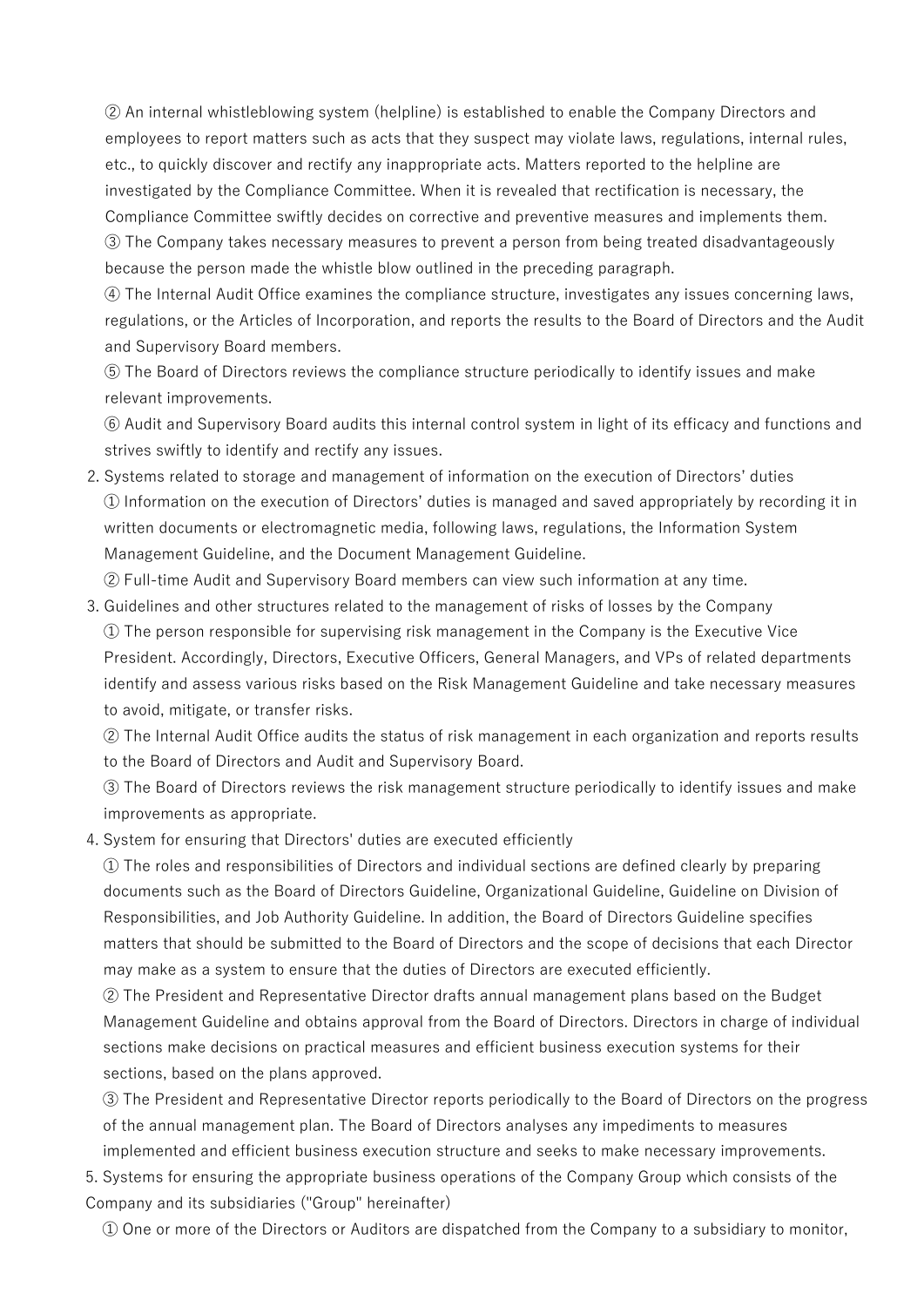② An internal whistleblowing system (helpline) is established to enable the Company Directors and employees to report matters such as acts that they suspect may violate laws, regulations, internal rules, etc., to quickly discover and rectify any inappropriate acts. Matters reported to the helpline are investigated by the Compliance Committee. When it is revealed that rectification is necessary, the Compliance Committee swiftly decides on corrective and preventive measures and implements them.

③ The Company takes necessary measures to prevent a person from being treated disadvantageously because the person made the whistle blow outlined in the preceding paragraph.

④ The Internal Audit Office examines the compliance structure, investigates any issues concerning laws, regulations, or the Articles of Incorporation, and reports the results to the Board of Directors and the Audit and Supervisory Board members.

⑤ The Board of Directors reviews the compliance structure periodically to identify issues and make relevant improvements.

⑥ Audit and Supervisory Board audits this internal control system in light of its efficacy and functions and strives swiftly to identify and rectify any issues.

2. Systems related to storage and management of information on the execution of Directors' duties

① Information on the execution of Directors' duties is managed and saved appropriately by recording it in written documents or electromagnetic media, following laws, regulations, the Information System Management Guideline, and the Document Management Guideline.

② Full-time Audit and Supervisory Board members can view such information at any time.

3. Guidelines and other structures related to the management of risks of losses by the Company

① The person responsible for supervising risk management in the Company is the Executive Vice President. Accordingly, Directors, Executive Officers, General Managers, and VPs of related departments identify and assess various risks based on the Risk Management Guideline and take necessary measures to avoid, mitigate, or transfer risks.

② The Internal Audit Office audits the status of risk management in each organization and reports results to the Board of Directors and Audit and Supervisory Board.

③ The Board of Directors reviews the risk management structure periodically to identify issues and make improvements as appropriate.

4. System for ensuring that Directors' duties are executed efficiently

① The roles and responsibilities of Directors and individual sections are defined clearly by preparing documents such as the Board of Directors Guideline, Organizational Guideline, Guideline on Division of Responsibilities, and Job Authority Guideline. In addition, the Board of Directors Guideline specifies matters that should be submitted to the Board of Directors and the scope of decisions that each Director may make as a system to ensure that the duties of Directors are executed efficiently.

② The President and Representative Director drafts annual management plans based on the Budget Management Guideline and obtains approval from the Board of Directors. Directors in charge of individual sections make decisions on practical measures and efficient business execution systems for their sections, based on the plans approved.

③ The President and Representative Director reports periodically to the Board of Directors on the progress of the annual management plan. The Board of Directors analyses any impediments to measures implemented and efficient business execution structure and seeks to make necessary improvements.

5. Systems for ensuring the appropriate business operations of the Company Group which consists of the Company and its subsidiaries ("Group" hereinafter)

① One or more of the Directors or Auditors are dispatched from the Company to a subsidiary to monitor,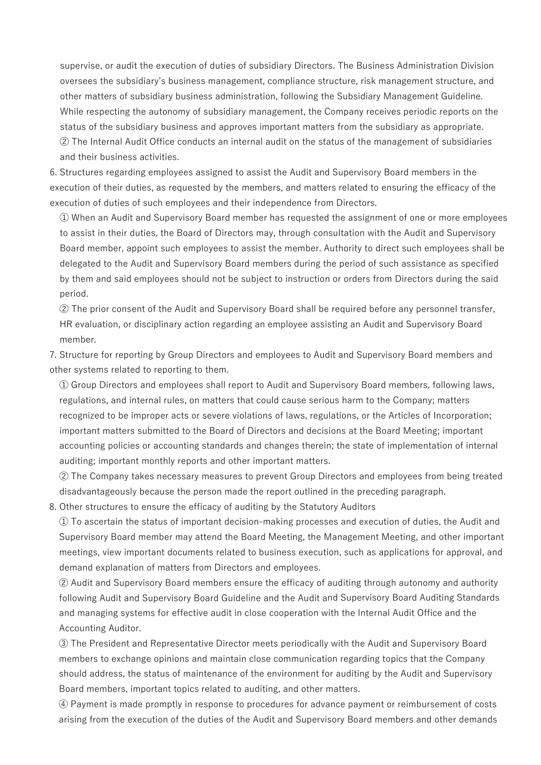supervise, or audit the execution of duties of subsidiary Directors. The Business Administration Division oversees the subsidiary's business management, compliance structure, risk management structure, and other matters of subsidiary business administration, following the Subsidiary Management Guideline. While respecting the autonomy of subsidiary management, the Company receives periodic reports on the status of the subsidiary business and approves important matters from the subsidiary as appropriate.

② The Internal Audit Office conducts an internal audit on the status of the management of subsidiaries and their business activities.

6. Structures regarding employees assigned to assist the Audit and Supervisory Board members in the execution of their duties, as requested by the members, and matters related to ensuring the efficacy of the execution of duties of such employees and their independence from Directors.

① When an Audit and Supervisory Board member has requested the assignment of one or more employees to assist in their duties, the Board of Directors may, through consultation with the Audit and Supervisory Board member, appoint such employees to assist the member. Authority to direct such employees shall be delegated to the Audit and Supervisory Board members during the period of such assistance as specified by them and said employees should not be subject to instruction or orders from Directors during the said period.

② The prior consent of the Audit and Supervisory Board shall be required before any personnel transfer, HR evaluation, or disciplinary action regarding an employee assisting an Audit and Supervisory Board member.

7. Structure for reporting by Group Directors and employees to Audit and Supervisory Board members and other systems related to reporting to them.

① Group Directors and employees shall report to Audit and Supervisory Board members, following laws, regulations, and internal rules, on matters that could cause serious harm to the Company; matters recognized to be improper acts or severe violations of laws, regulations, or the Articles of Incorporation; important matters submitted to the Board of Directors and decisions at the Board Meeting; important accounting policies or accounting standards and changes therein; the state of implementation of internal auditing; important monthly reports and other important matters.

② The Company takes necessary measures to prevent Group Directors and employees from being treated disadvantageously because the person made the report outlined in the preceding paragraph.

8. Other structures to ensure the efficacy of auditing by the Statutory Auditors

① To ascertain the status of important decision-making processes and execution of duties, the Audit and Supervisory Board member may attend the Board Meeting, the Management Meeting, and other important meetings, view important documents related to business execution, such as applications for approval, and demand explanation of matters from Directors and employees.

② Audit and Supervisory Board members ensure the efficacy of auditing through autonomy and authority following Audit and Supervisory Board Guideline and the Audit and Supervisory Board Auditing Standards and managing systems for effective audit in close cooperation with the Internal Audit Office and the Accounting Auditor.

③ The President and Representative Director meets periodically with the Audit and Supervisory Board members to exchange opinions and maintain close communication regarding topics that the Company should address, the status of maintenance of the environment for auditing by the Audit and Supervisory Board members, important topics related to auditing, and other matters.

④ Payment is made promptly in response to procedures for advance payment or reimbursement of costs arising from the execution of the duties of the Audit and Supervisory Board members and other demands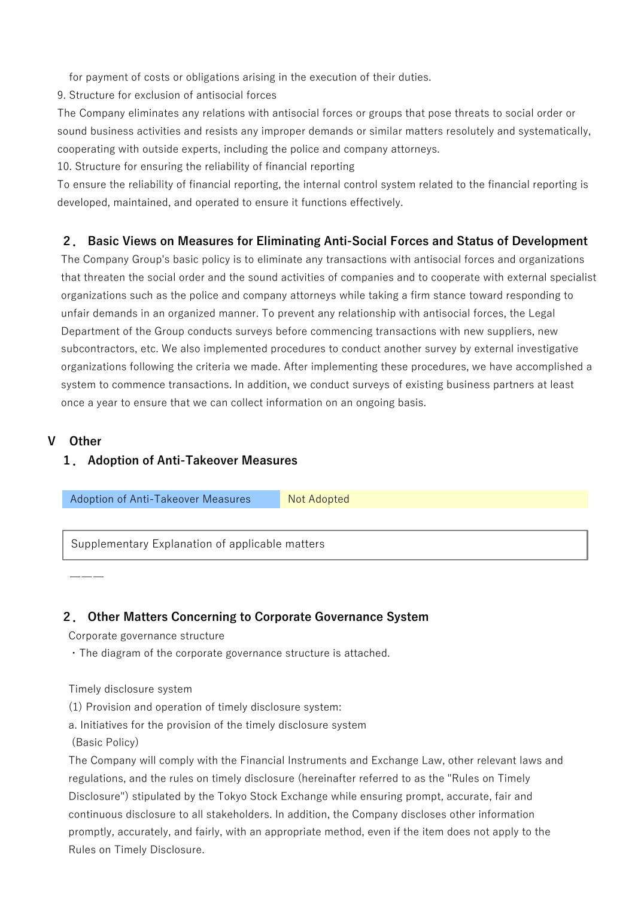for payment of costs or obligations arising in the execution of their duties.

9. Structure for exclusion of antisocial forces

The Company eliminates any relations with antisocial forces or groups that pose threats to social order or sound business activities and resists any improper demands or similar matters resolutely and systematically, cooperating with outside experts, including the police and company attorneys.

10. Structure for ensuring the reliability of financial reporting

To ensure the reliability of financial reporting, the internal control system related to the financial reporting is developed, maintained, and operated to ensure it functions effectively.

### 2． Basic Views on Measures for Eliminating Anti-Social Forces and Status of Development

The Company Group's basic policy is to eliminate any transactions with antisocial forces and organizations that threaten the social order and the sound activities of companies and to cooperate with external specialist organizations such as the police and company attorneys while taking a firm stance toward responding to unfair demands in an organized manner. To prevent any relationship with antisocial forces, the Legal Department of the Group conducts surveys before commencing transactions with new suppliers, new subcontractors, etc. We also implemented procedures to conduct another survey by external investigative organizations following the criteria we made. After implementing these procedures, we have accomplished a system to commence transactions. In addition, we conduct surveys of existing business partners at least once a year to ensure that we can collect information on an ongoing basis.

## V　Other

### 1． Adoption of Anti-Takeover Measures

| Adoption of Anti-Takeover Measures | Not Adopted |
|---|---|

| Supplementary Explanation of applicable matters |
|---|

―――

### 2． Other Matters Concerning to Corporate Governance System

Corporate governance structure

・The diagram of the corporate governance structure is attached.

Timely disclosure system

(1) Provision and operation of timely disclosure system:

a. Initiatives for the provision of the timely disclosure system

(Basic Policy)

The Company will comply with the Financial Instruments and Exchange Law, other relevant laws and regulations, and the rules on timely disclosure (hereinafter referred to as the "Rules on Timely Disclosure") stipulated by the Tokyo Stock Exchange while ensuring prompt, accurate, fair and continuous disclosure to all stakeholders. In addition, the Company discloses other information promptly, accurately, and fairly, with an appropriate method, even if the item does not apply to the Rules on Timely Disclosure.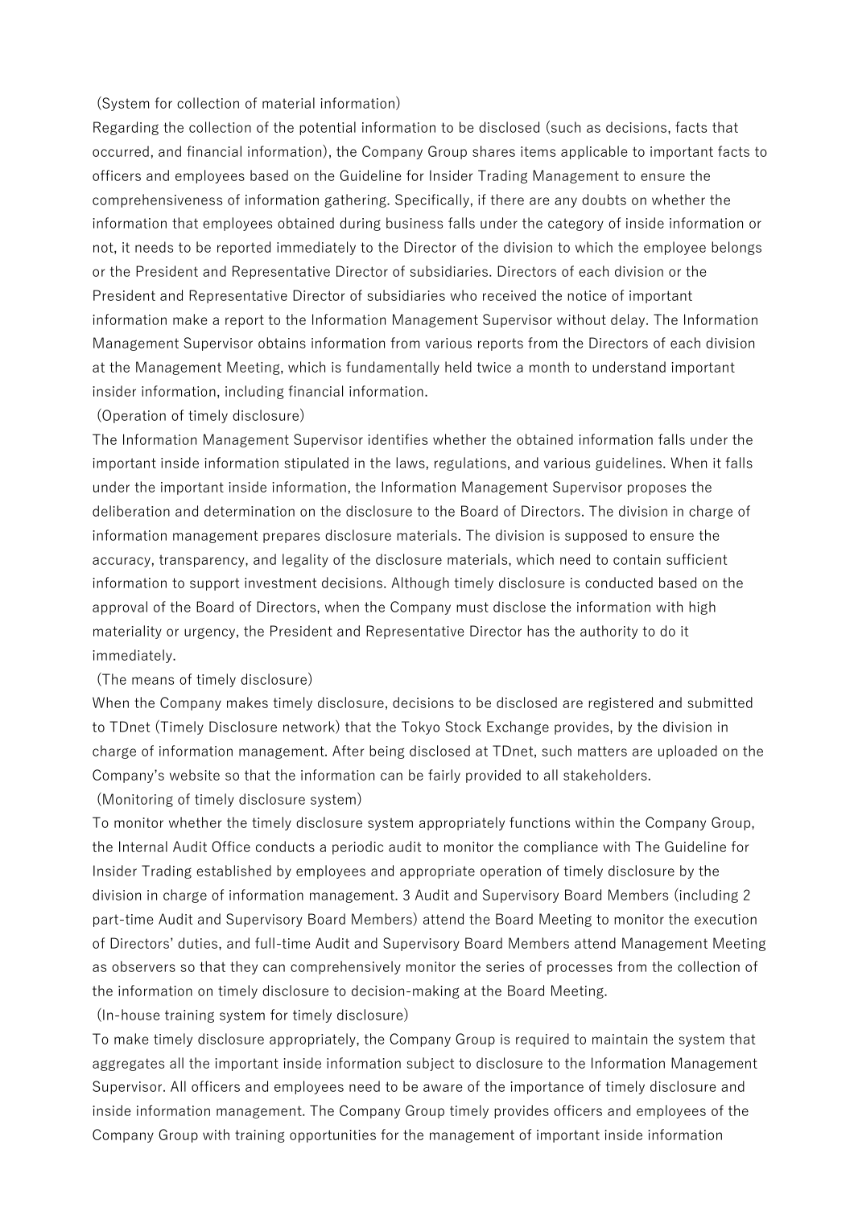(System for collection of material information)

Regarding the collection of the potential information to be disclosed (such as decisions, facts that occurred, and financial information), the Company Group shares items applicable to important facts to officers and employees based on the Guideline for Insider Trading Management to ensure the comprehensiveness of information gathering. Specifically, if there are any doubts on whether the information that employees obtained during business falls under the category of inside information or not, it needs to be reported immediately to the Director of the division to which the employee belongs or the President and Representative Director of subsidiaries. Directors of each division or the President and Representative Director of subsidiaries who received the notice of important information make a report to the Information Management Supervisor without delay. The Information Management Supervisor obtains information from various reports from the Directors of each division at the Management Meeting, which is fundamentally held twice a month to understand important insider information, including financial information.

(Operation of timely disclosure)

The Information Management Supervisor identifies whether the obtained information falls under the important inside information stipulated in the laws, regulations, and various guidelines. When it falls under the important inside information, the Information Management Supervisor proposes the deliberation and determination on the disclosure to the Board of Directors. The division in charge of information management prepares disclosure materials. The division is supposed to ensure the accuracy, transparency, and legality of the disclosure materials, which need to contain sufficient information to support investment decisions. Although timely disclosure is conducted based on the approval of the Board of Directors, when the Company must disclose the information with high materiality or urgency, the President and Representative Director has the authority to do it immediately.

(The means of timely disclosure)

When the Company makes timely disclosure, decisions to be disclosed are registered and submitted to TDnet (Timely Disclosure network) that the Tokyo Stock Exchange provides, by the division in charge of information management. After being disclosed at TDnet, such matters are uploaded on the Company's website so that the information can be fairly provided to all stakeholders.

(Monitoring of timely disclosure system)

To monitor whether the timely disclosure system appropriately functions within the Company Group, the Internal Audit Office conducts a periodic audit to monitor the compliance with The Guideline for Insider Trading established by employees and appropriate operation of timely disclosure by the division in charge of information management. 3 Audit and Supervisory Board Members (including 2 part-time Audit and Supervisory Board Members) attend the Board Meeting to monitor the execution of Directors' duties, and full-time Audit and Supervisory Board Members attend Management Meeting as observers so that they can comprehensively monitor the series of processes from the collection of the information on timely disclosure to decision-making at the Board Meeting.

(In-house training system for timely disclosure)

To make timely disclosure appropriately, the Company Group is required to maintain the system that aggregates all the important inside information subject to disclosure to the Information Management Supervisor. All officers and employees need to be aware of the importance of timely disclosure and inside information management. The Company Group timely provides officers and employees of the Company Group with training opportunities for the management of important inside information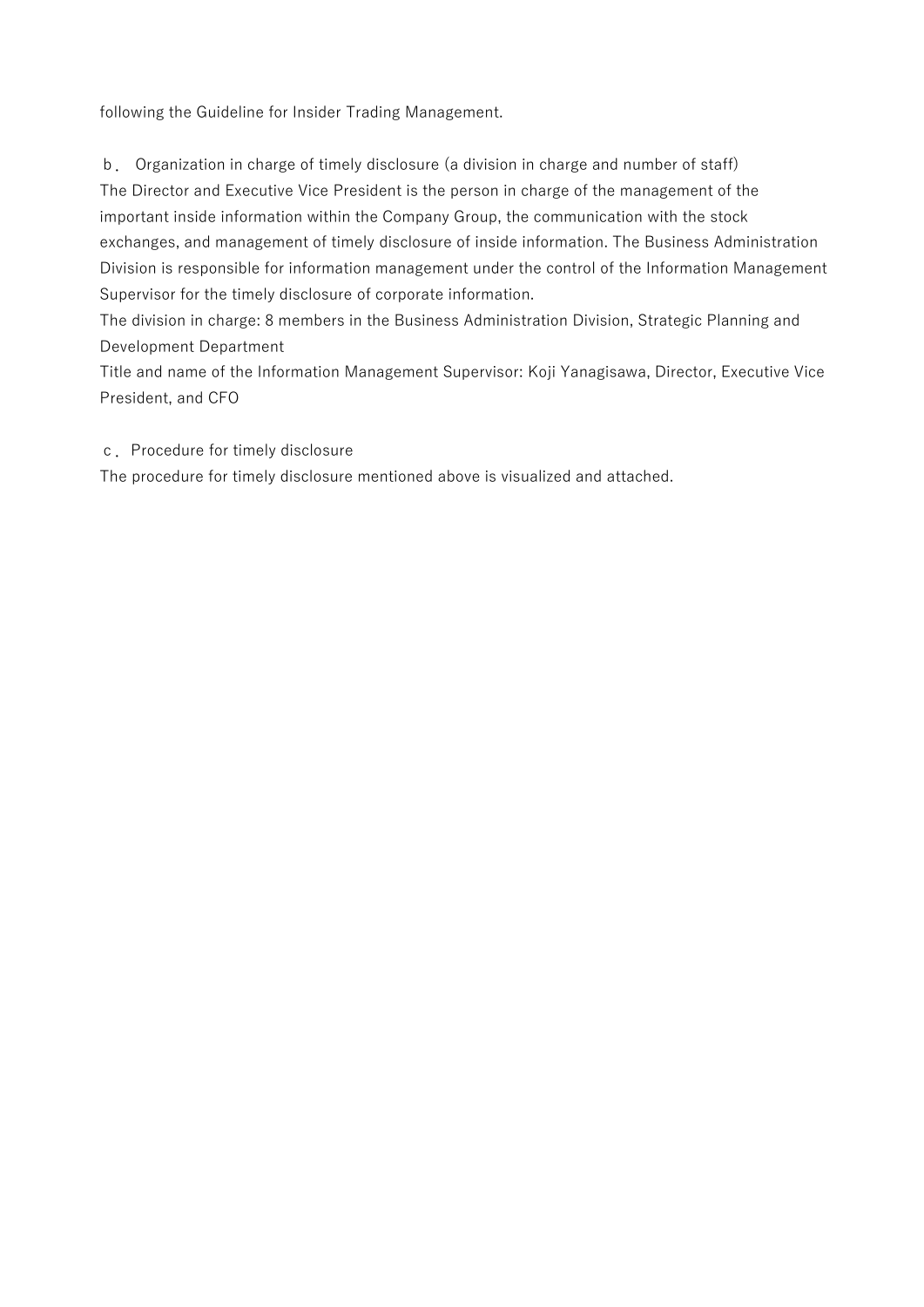following the Guideline for Insider Trading Management.

ｂ． Organization in charge of timely disclosure (a division in charge and number of staff)

The Director and Executive Vice President is the person in charge of the management of the important inside information within the Company Group, the communication with the stock exchanges, and management of timely disclosure of inside information. The Business Administration Division is responsible for information management under the control of the Information Management Supervisor for the timely disclosure of corporate information.

The division in charge: 8 members in the Business Administration Division, Strategic Planning and Development Department

Title and name of the Information Management Supervisor: Koji Yanagisawa, Director, Executive Vice President, and CFO

ｃ． Procedure for timely disclosure

The procedure for timely disclosure mentioned above is visualized and attached.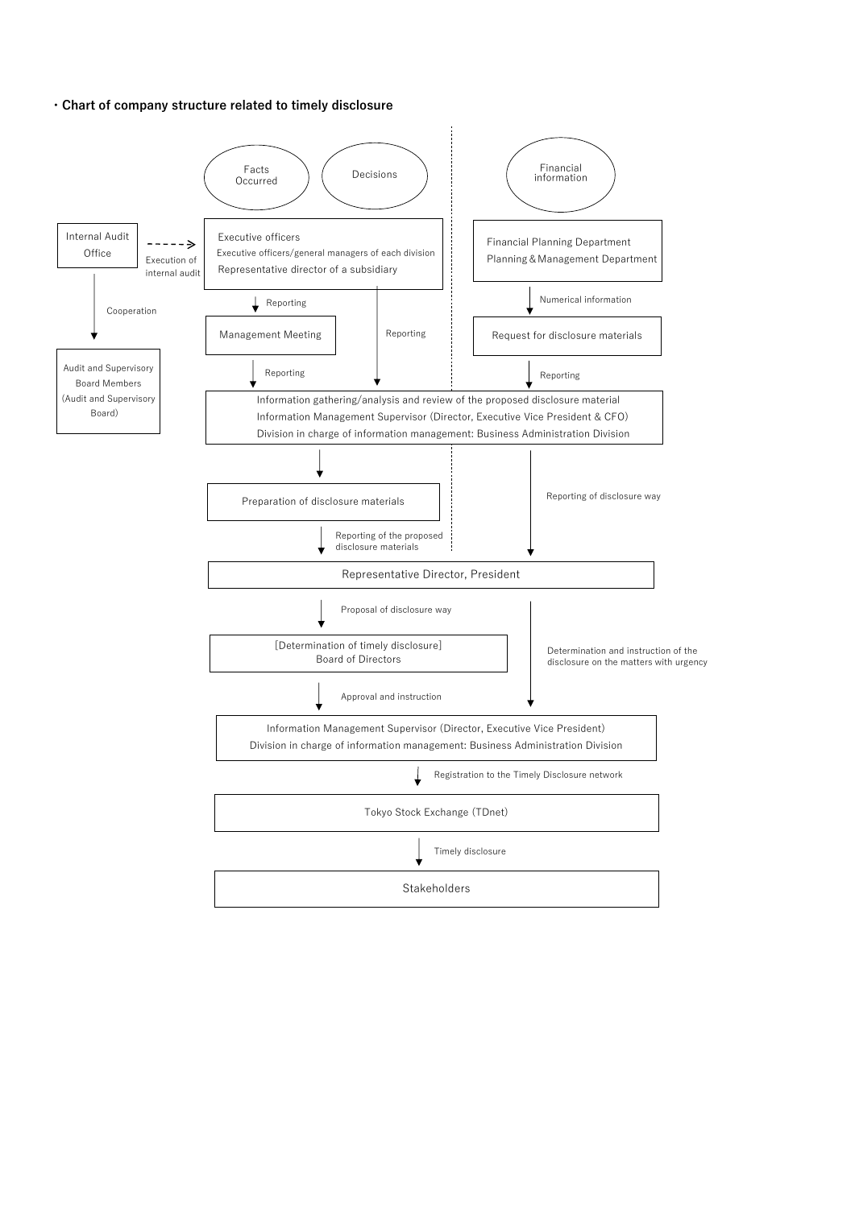**・Chart of company structure related to timely disclosure**

Facts Occurred

Decisions

Financial information

Internal Audit Office

Execution of internal audit

Cooperation

Audit and Supervisory Board Members (Audit and Supervisory Board)

Executive officers
Executive officers/general managers of each division
Representative director of a subsidiary

Reporting

Management Meeting

Reporting

Reporting

Financial Planning Department
Planning & Management Department

Numerical information

Request for disclosure materials

Reporting

Information gathering/analysis and review of the proposed disclosure material
Information Management Supervisor (Director, Executive Vice President & CFO)
Division in charge of information management: Business Administration Division

Preparation of disclosure materials

Reporting of disclosure way

Reporting of the proposed disclosure materials

Representative Director, President

Proposal of disclosure way

[Determination of timely disclosure]
Board of Directors

Determination and instruction of the disclosure on the matters with urgency

Approval and instruction

Information Management Supervisor (Director, Executive Vice President)
Division in charge of information management: Business Administration Division

Registration to the Timely Disclosure network

Tokyo Stock Exchange (TDnet)

Timely disclosure

Stakeholders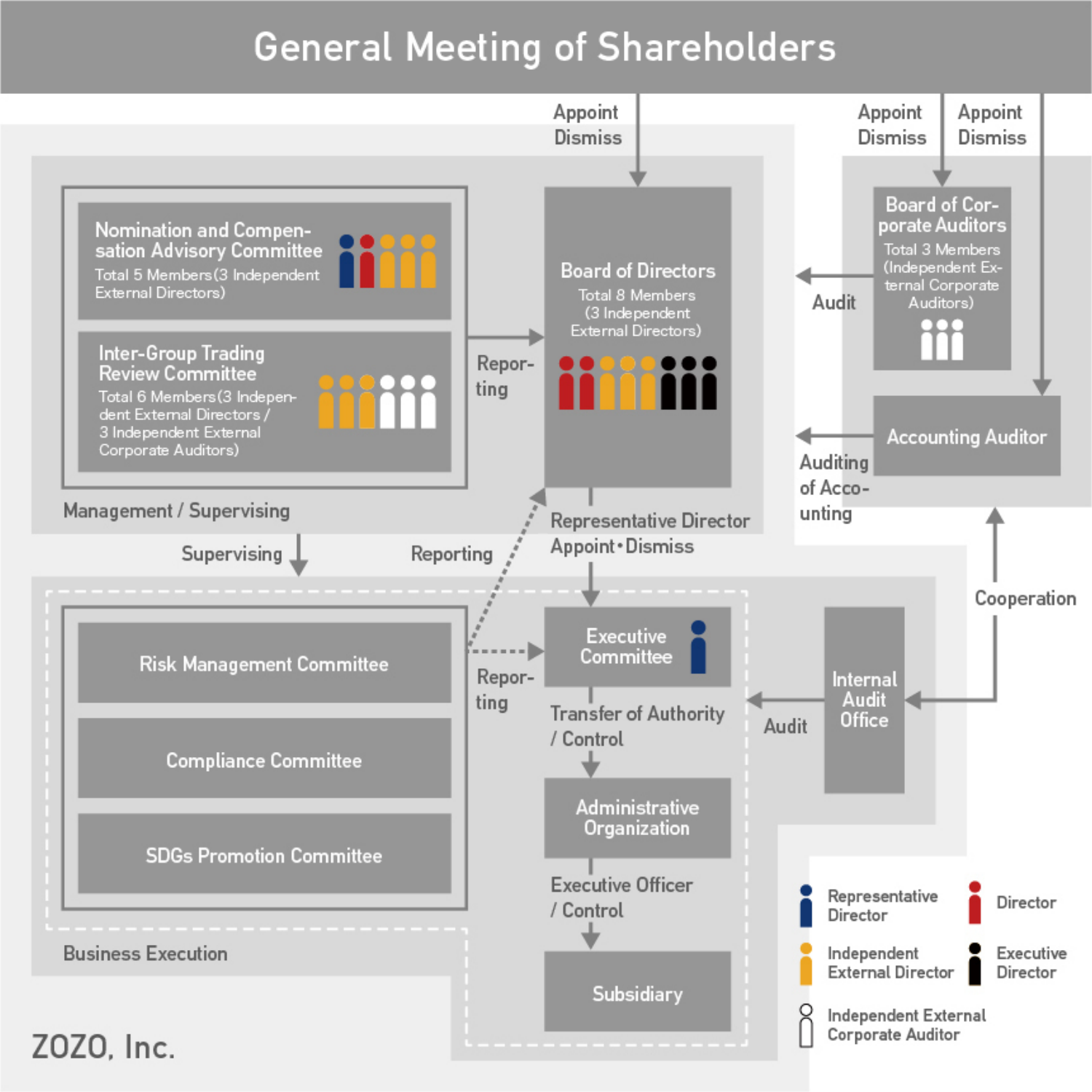# General Meeting of Shareholders

Appoint
Dismiss

Appoint
Dismiss

Appoint
Dismiss

Nomination and Compensation Advisory Committee
Total 5 Members(3 Independent External Directors)

Inter-Group Trading Review Committee
Total 6 Members(3 Independent External Directors / 3 Independent External Corporate Auditors)

Reporting

Board of Directors
Total 8 Members
(3 Independent External Directors)

Audit

Board of Corporate Auditors
Total 3 Members
(Independent External Corporate Auditors)

Accounting Auditor

Auditing of Accounting

Management / Supervising

Supervising

Reporting

Representative Director
Appoint・Dismiss

Cooperation

Risk Management Committee

Compliance Committee

SDGs Promotion Committee

Reporting

Executive Committee

Transfer of Authority / Control

Audit

Internal Audit Office

Administrative Organization

Executive Officer / Control

Subsidiary

Business Execution

Representative Director

Director

Independent External Director

Executive Director

Independent External Corporate Auditor

ZOZO, Inc.